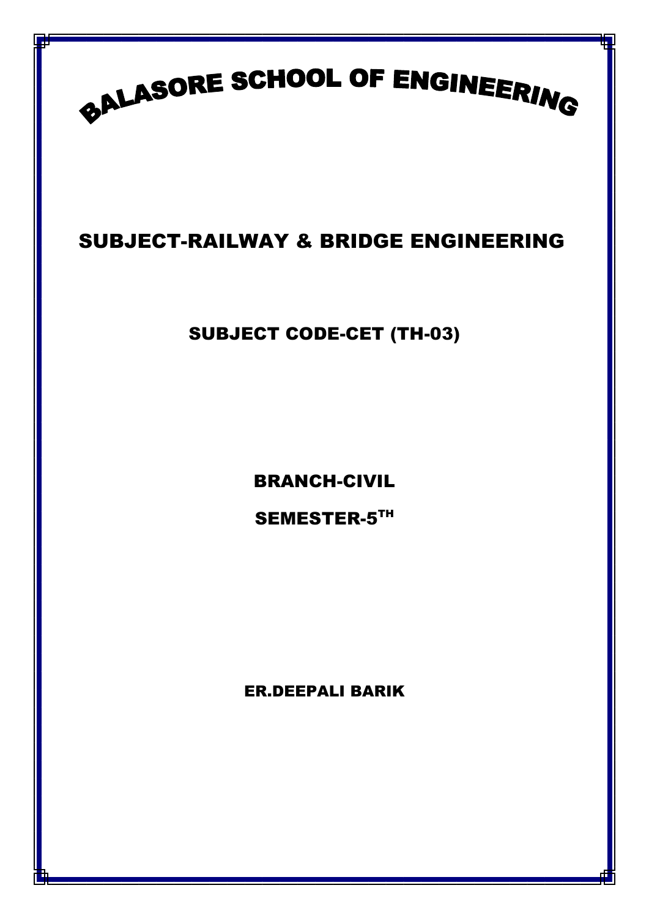# BALASORE SCHOOL OF ENGINEERING

## SUBJECT-RAILWAY & BRIDGE ENGINEERING

### SUBJECT CODE-CET (TH-03)

BRANCH-CIVIL

SEMESTER-5TH

ER.DEEPALI BARIK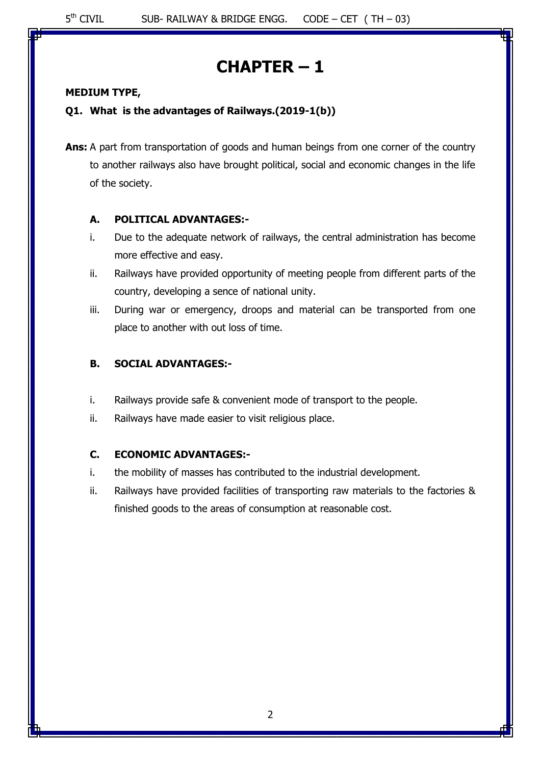# CHAPTER – 1

**MEDIUM TYPE,**

**Q1. What is the advantages of Railways.(2019-1(b))**

**Ans:** A part from transportation of goods and human beings from one corner of the country to another railways also have brought political, social and economic changes in the life of the society.

**A. POLITICAL ADVANTAGES:-**

i. Due to the adequate network of railways, the central administration has become more effective and easy.

ii. Railways have provided opportunity of meeting people from different parts of the country, developing a sence of national unity.

iii. During war or emergency, droops and material can be transported from one place to another with out loss of time.

**B. SOCIAL ADVANTAGES:-**

i. Railways provide safe & convenient mode of transport to the people.

ii. Railways have made easier to visit religious place.

**C. ECONOMIC ADVANTAGES:-**

i. the mobility of masses has contributed to the industrial development.

ii. Railways have provided facilities of transporting raw materials to the factories & finished goods to the areas of consumption at reasonable cost.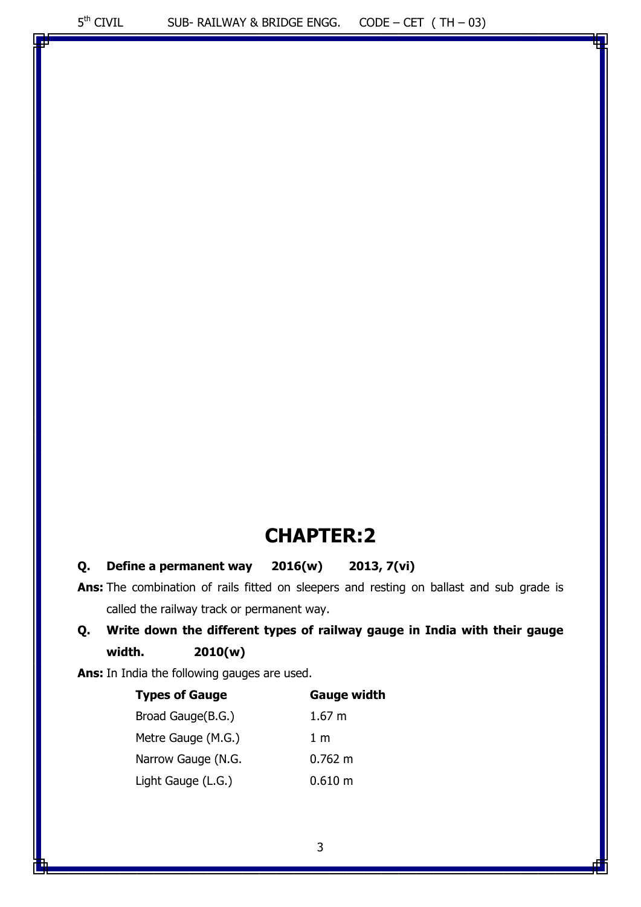# CHAPTER:2

**Q. Define a permanent way 2016(w) 2013, 7(vi)**

**Ans:** The combination of rails fitted on sleepers and resting on ballast and sub grade is called the railway track or permanent way.

**Q. Write down the different types of railway gauge in India with their gauge width. 2010(w)**

**Ans:** In India the following gauges are used.

| Types of Gauge | Gauge width |
|---|---|
| Broad Gauge(B.G.) | 1.67 m |
| Metre Gauge (M.G.) | 1 m |
| Narrow Gauge (N.G. | 0.762 m |
| Light Gauge (L.G.) | 0.610 m |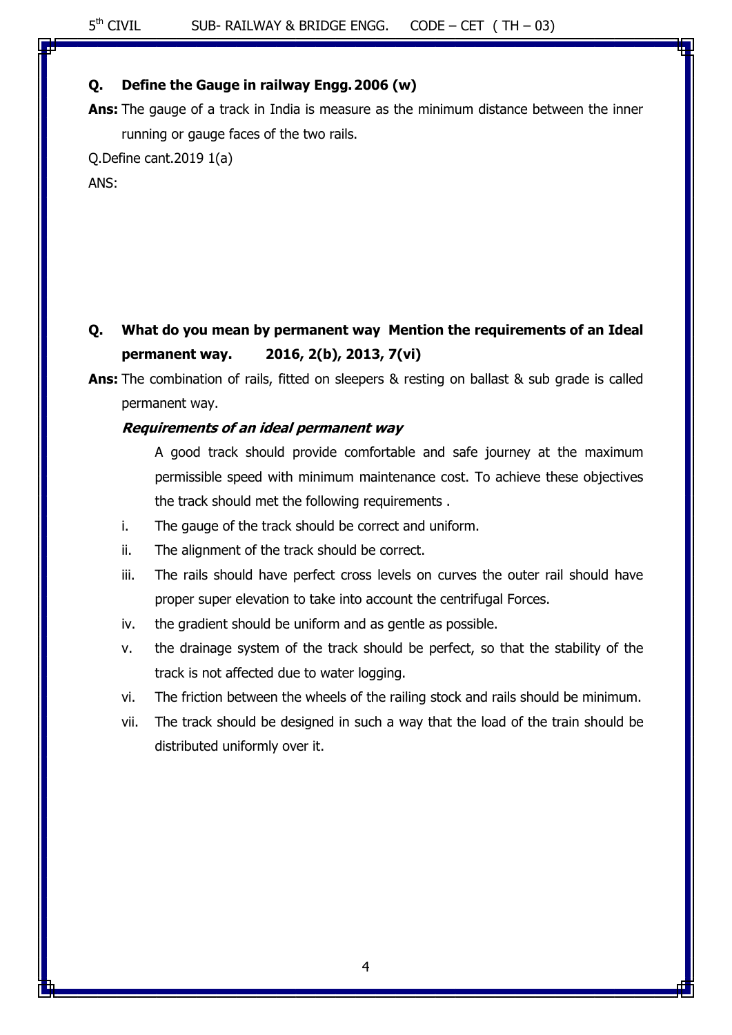**Q. Define the Gauge in railway Engg. 2006 (w)**

**Ans:** The gauge of a track in India is measure as the minimum distance between the inner running or gauge faces of the two rails.

Q.Define cant.2019 1(a)

ANS:

**Q. What do you mean by permanent way Mention the requirements of an Ideal permanent way. 2016, 2(b), 2013, 7(vi)**

**Ans:** The combination of rails, fitted on sleepers & resting on ballast & sub grade is called permanent way.

***Requirements of an ideal permanent way***

A good track should provide comfortable and safe journey at the maximum permissible speed with minimum maintenance cost. To achieve these objectives the track should met the following requirements .

i. The gauge of the track should be correct and uniform.

ii. The alignment of the track should be correct.

iii. The rails should have perfect cross levels on curves the outer rail should have proper super elevation to take into account the centrifugal Forces.

iv. the gradient should be uniform and as gentle as possible.

v. the drainage system of the track should be perfect, so that the stability of the track is not affected due to water logging.

vi. The friction between the wheels of the railing stock and rails should be minimum.

vii. The track should be designed in such a way that the load of the train should be distributed uniformly over it.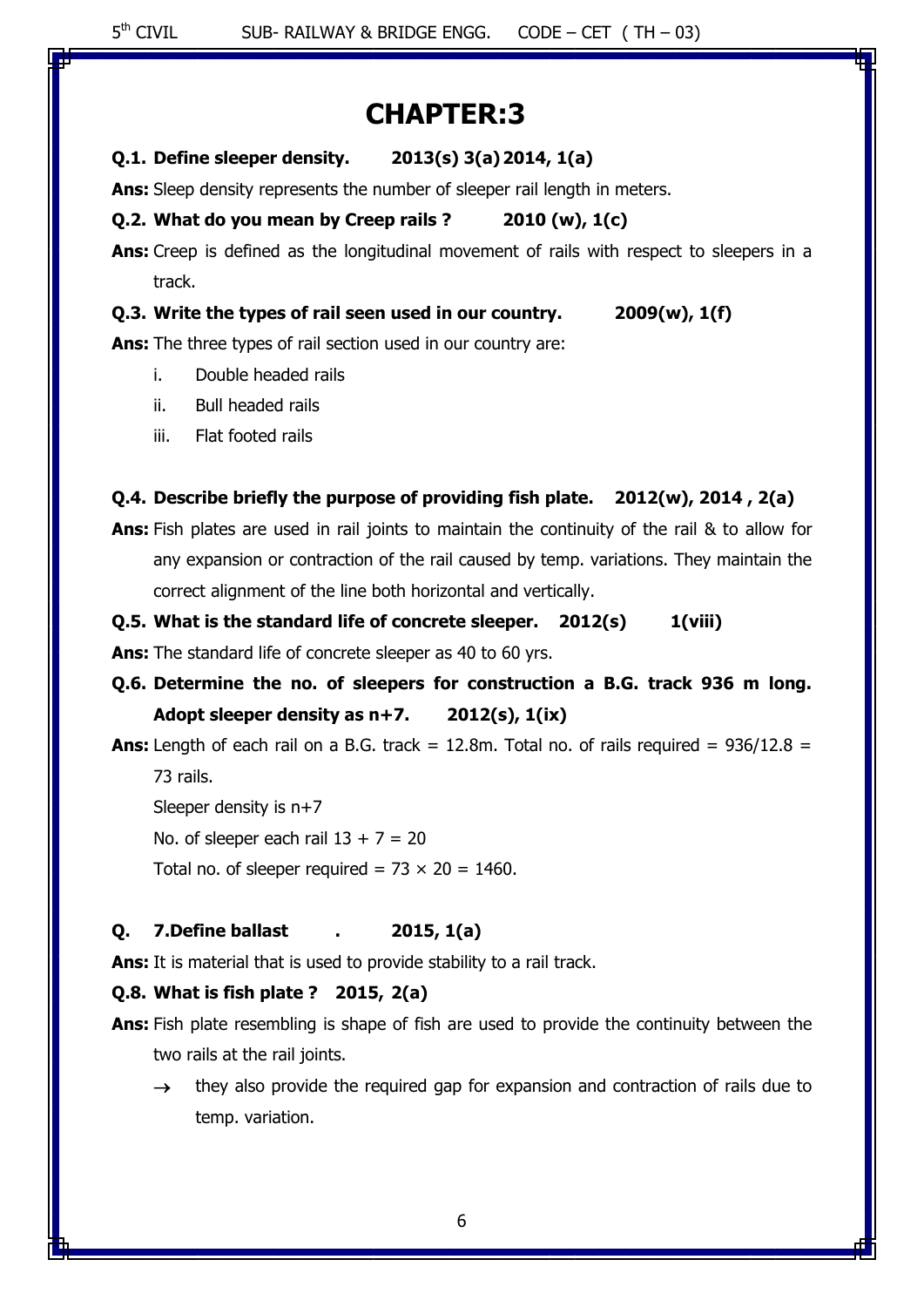# CHAPTER:3

**Q.1. Define sleeper density. 2013(s) 3(a) 2014, 1(a)**

**Ans:** Sleep density represents the number of sleeper rail length in meters.

**Q.2. What do you mean by Creep rails ? 2010 (w), 1(c)**

**Ans:** Creep is defined as the longitudinal movement of rails with respect to sleepers in a track.

**Q.3. Write the types of rail seen used in our country. 2009(w), 1(f)**

**Ans:** The three types of rail section used in our country are:

i. Double headed rails
ii. Bull headed rails
iii. Flat footed rails

**Q.4. Describe briefly the purpose of providing fish plate. 2012(w), 2014 , 2(a)**

**Ans:** Fish plates are used in rail joints to maintain the continuity of the rail & to allow for any expansion or contraction of the rail caused by temp. variations. They maintain the correct alignment of the line both horizontal and vertically.

**Q.5. What is the standard life of concrete sleeper. 2012(s) 1(viii)**

**Ans:** The standard life of concrete sleeper as 40 to 60 yrs.

**Q.6. Determine the no. of sleepers for construction a B.G. track 936 m long. Adopt sleeper density as n+7. 2012(s), 1(ix)**

**Ans:** Length of each rail on a B.G. track = 12.8m. Total no. of rails required = 936/12.8 = 73 rails.

Sleeper density is n+7

No. of sleeper each rail $13 + 7 = 20$

Total no. of sleeper required = $73 \times 20 = 1460$.

**Q. 7.Define ballast . 2015, 1(a)**

**Ans:** It is material that is used to provide stability to a rail track.

**Q.8. What is fish plate ? 2015, 2(a)**

**Ans:** Fish plate resembling is shape of fish are used to provide the continuity between the two rails at the rail joints.

→ they also provide the required gap for expansion and contraction of rails due to temp. variation.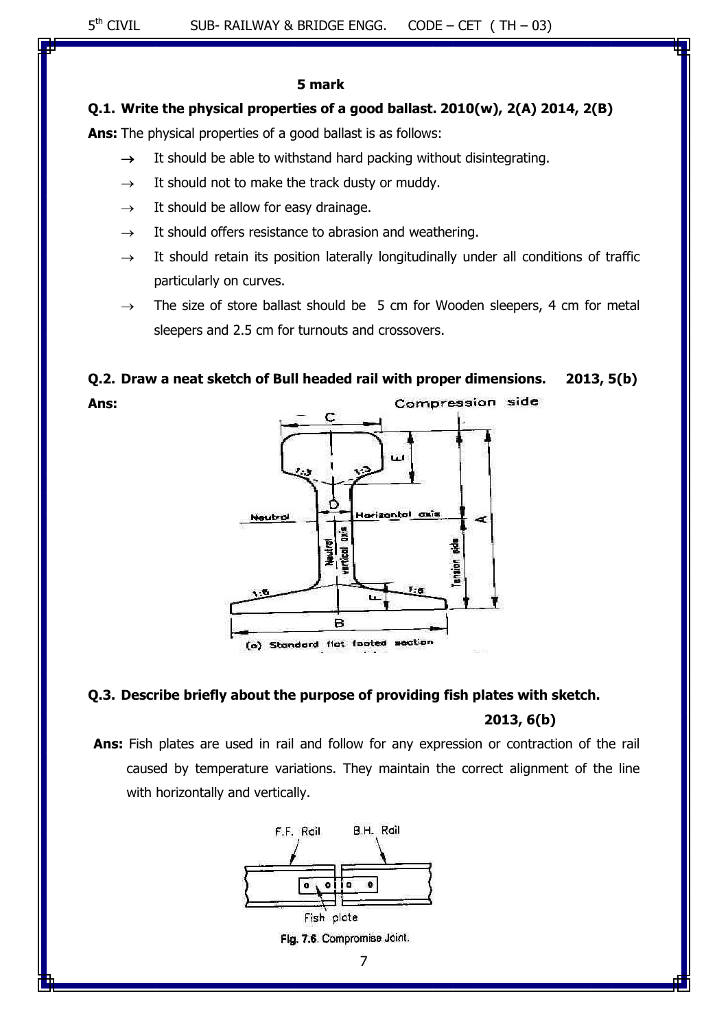**5 mark**

**Q.1. Write the physical properties of a good ballast. 2010(w), 2(A) 2014, 2(B)**

**Ans:** The physical properties of a good ballast is as follows:

- → It should be able to withstand hard packing without disintegrating.
- → It should not to make the track dusty or muddy.
- → It should be allow for easy drainage.
- → It should offers resistance to abrasion and weathering.
- → It should retain its position laterally longitudinally under all conditions of traffic particularly on curves.
- → The size of store ballast should be 5 cm for Wooden sleepers, 4 cm for metal sleepers and 2.5 cm for turnouts and crossovers.

**Q.2. Draw a neat sketch of Bull headed rail with proper dimensions. 2013, 5(b)**

**Ans:**

Compression side

C, E, D, 1:3, 1:3, Neutrol, Horizontol axis, Neutrol vertical axis, Tension side, A, F, 1:6, 1:6, B

(a) Standard flat footed section

**Q.3. Describe briefly about the purpose of providing fish plates with sketch. 2013, 6(b)**

**Ans:** Fish plates are used in rail and follow for any expression or contraction of the rail caused by temperature variations. They maintain the correct alignment of the line with horizontally and vertically.

F.F. Rail, B.H. Rail, Fish plate

Fig. 7.6. Compromise Joint.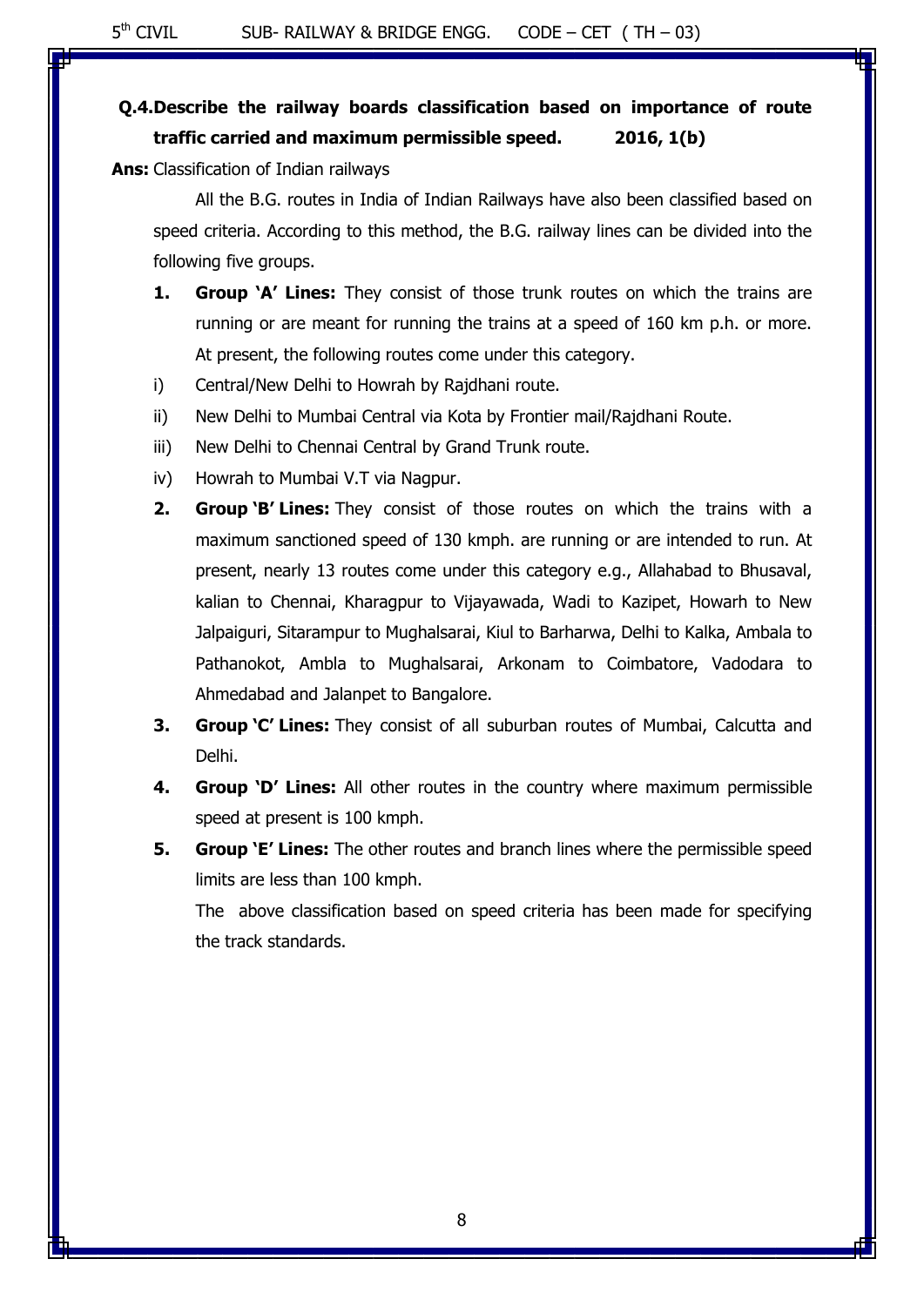**Q.4. Describe the railway boards classification based on importance of route traffic carried and maximum permissible speed. 2016, 1(b)**

**Ans:** Classification of Indian railways

All the B.G. routes in India of Indian Railways have also been classified based on speed criteria. According to this method, the B.G. railway lines can be divided into the following five groups.

1. **Group 'A' Lines:** They consist of those trunk routes on which the trains are running or are meant for running the trains at a speed of 160 km p.h. or more. At present, the following routes come under this category.

   i) Central/New Delhi to Howrah by Rajdhani route.

   ii) New Delhi to Mumbai Central via Kota by Frontier mail/Rajdhani Route.

   iii) New Delhi to Chennai Central by Grand Trunk route.

   iv) Howrah to Mumbai V.T via Nagpur.

2. **Group 'B' Lines:** They consist of those routes on which the trains with a maximum sanctioned speed of 130 kmph. are running or are intended to run. At present, nearly 13 routes come under this category e.g., Allahabad to Bhusaval, kalian to Chennai, Kharagpur to Vijayawada, Wadi to Kazipet, Howarh to New Jalpaiguri, Sitarampur to Mughalsarai, Kiul to Barharwa, Delhi to Kalka, Ambala to Pathanokot, Ambla to Mughalsarai, Arkonam to Coimbatore, Vadodara to Ahmedabad and Jalanpet to Bangalore.

3. **Group 'C' Lines:** They consist of all suburban routes of Mumbai, Calcutta and Delhi.

4. **Group 'D' Lines:** All other routes in the country where maximum permissible speed at present is 100 kmph.

5. **Group 'E' Lines:** The other routes and branch lines where the permissible speed limits are less than 100 kmph.

   The above classification based on speed criteria has been made for specifying the track standards.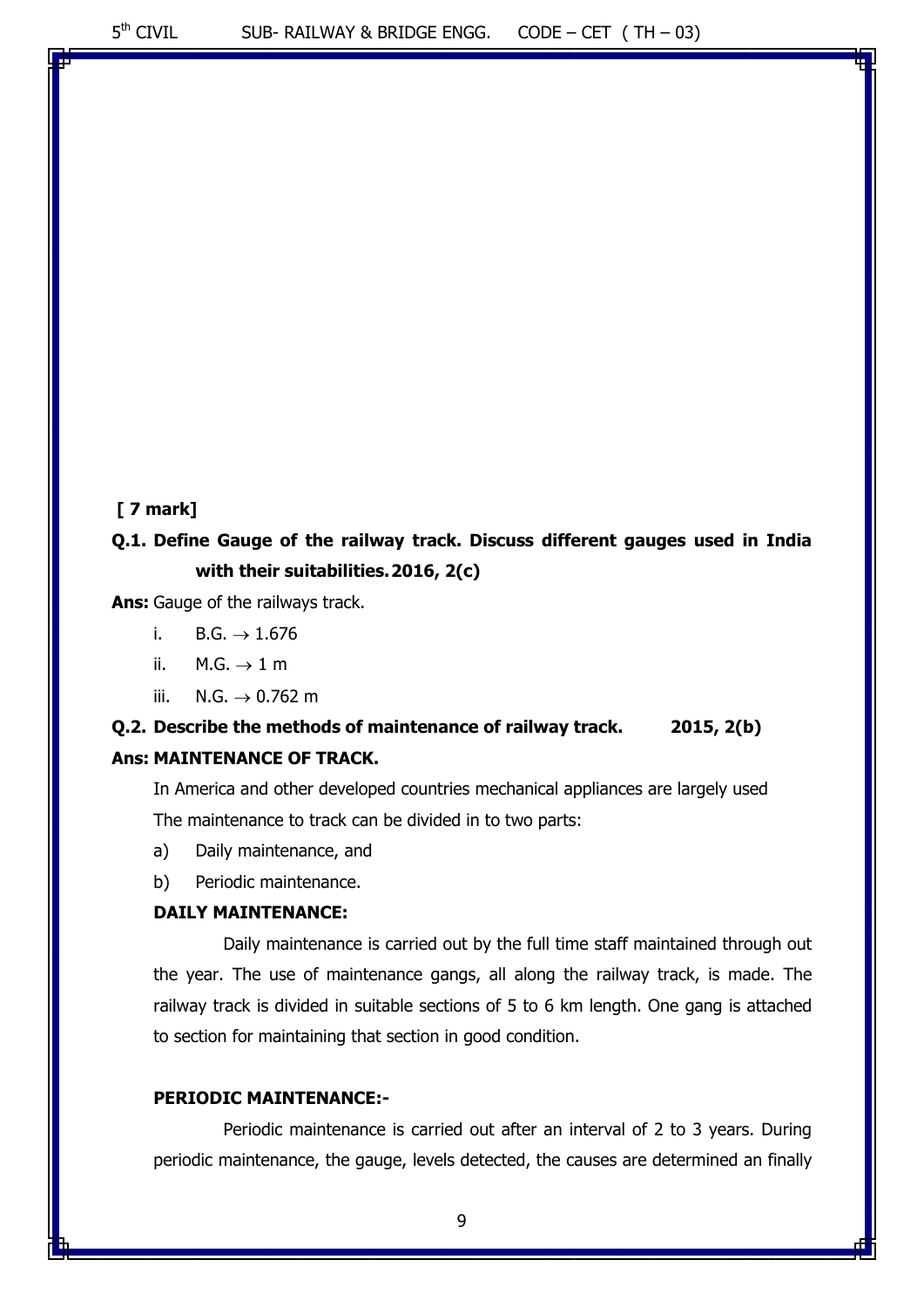**[ 7 mark]**

**Q.1. Define Gauge of the railway track. Discuss different gauges used in India with their suitabilities. 2016, 2(c)**

**Ans:** Gauge of the railways track.

i. B.G. $\rightarrow$ 1.676

ii. M.G. $\rightarrow$ 1 m

iii. N.G. $\rightarrow$ 0.762 m

**Q.2. Describe the methods of maintenance of railway track. 2015, 2(b)**

**Ans: MAINTENANCE OF TRACK.**

In America and other developed countries mechanical appliances are largely used

The maintenance to track can be divided in to two parts:

a) Daily maintenance, and

b) Periodic maintenance.

**DAILY MAINTENANCE:**

Daily maintenance is carried out by the full time staff maintained through out the year. The use of maintenance gangs, all along the railway track, is made. The railway track is divided in suitable sections of 5 to 6 km length. One gang is attached to section for maintaining that section in good condition.

**PERIODIC MAINTENANCE:-**

Periodic maintenance is carried out after an interval of 2 to 3 years. During periodic maintenance, the gauge, levels detected, the causes are determined an finally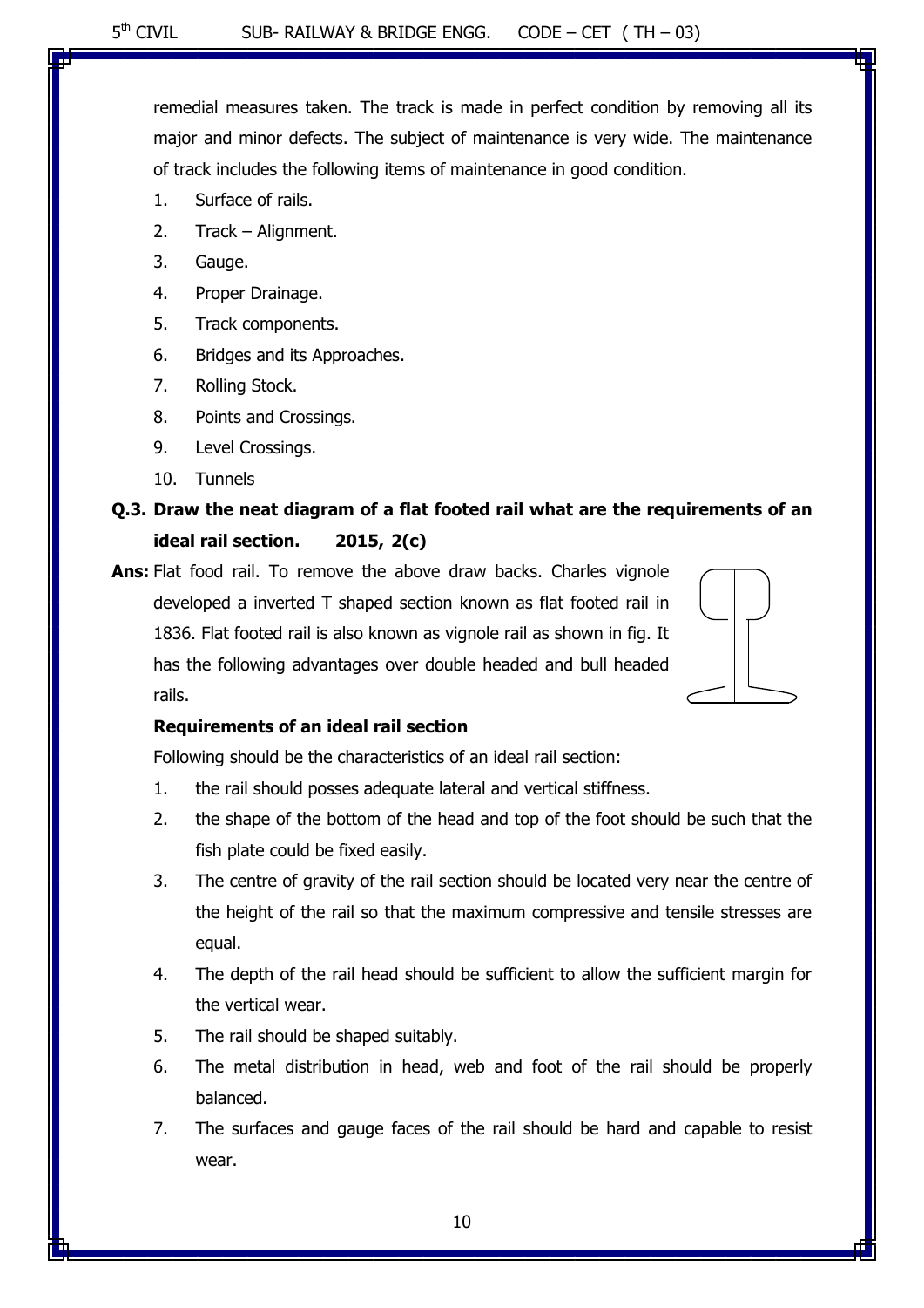remedial measures taken. The track is made in perfect condition by removing all its major and minor defects. The subject of maintenance is very wide. The maintenance of track includes the following items of maintenance in good condition.

1. Surface of rails.
2. Track – Alignment.
3. Gauge.
4. Proper Drainage.
5. Track components.
6. Bridges and its Approaches.
7. Rolling Stock.
8. Points and Crossings.
9. Level Crossings.
10. Tunnels

**Q.3. Draw the neat diagram of a flat footed rail what are the requirements of an ideal rail section. 2015, 2(c)**

**Ans:** Flat food rail. To remove the above draw backs. Charles vignole developed a inverted T shaped section known as flat footed rail in 1836. Flat footed rail is also known as vignole rail as shown in fig. It has the following advantages over double headed and bull headed rails.

**Requirements of an ideal rail section**

Following should be the characteristics of an ideal rail section:

1. the rail should posses adequate lateral and vertical stiffness.
2. the shape of the bottom of the head and top of the foot should be such that the fish plate could be fixed easily.
3. The centre of gravity of the rail section should be located very near the centre of the height of the rail so that the maximum compressive and tensile stresses are equal.
4. The depth of the rail head should be sufficient to allow the sufficient margin for the vertical wear.
5. The rail should be shaped suitably.
6. The metal distribution in head, web and foot of the rail should be properly balanced.
7. The surfaces and gauge faces of the rail should be hard and capable to resist wear.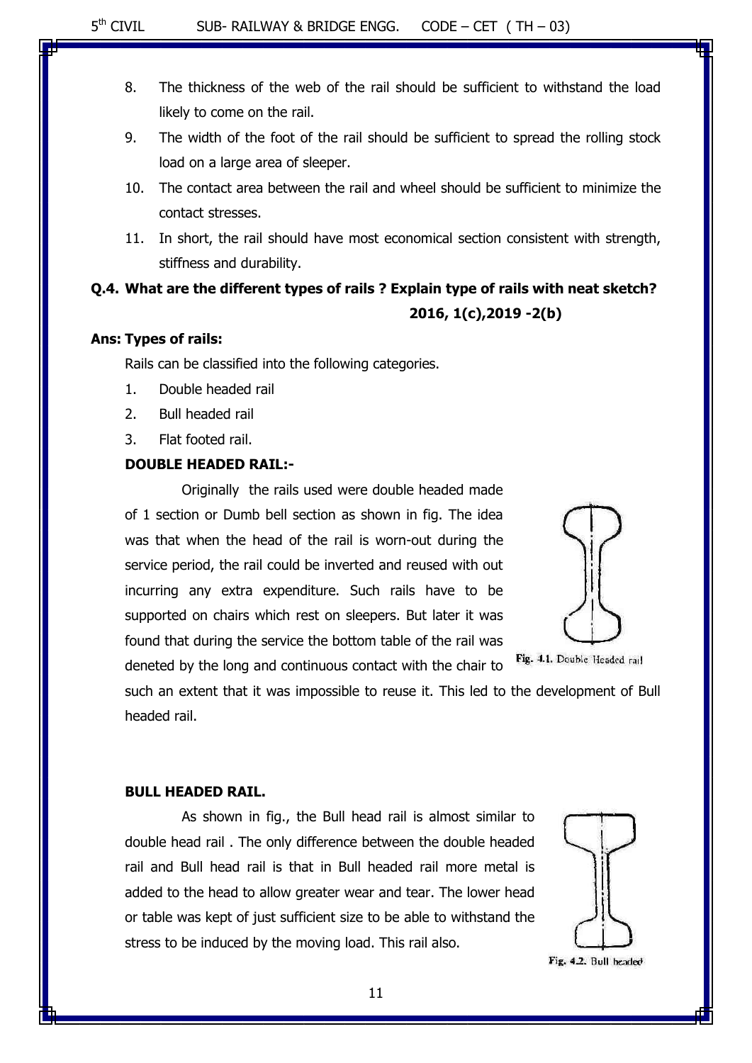8. The thickness of the web of the rail should be sufficient to withstand the load likely to come on the rail.
9. The width of the foot of the rail should be sufficient to spread the rolling stock load on a large area of sleeper.
10. The contact area between the rail and wheel should be sufficient to minimize the contact stresses.
11. In short, the rail should have most economical section consistent with strength, stiffness and durability.

**Q.4. What are the different types of rails ? Explain type of rails with neat sketch? 2016, 1(c),2019 -2(b)**

**Ans: Types of rails:**

Rails can be classified into the following categories.

1. Double headed rail
2. Bull headed rail
3. Flat footed rail.

**DOUBLE HEADED RAIL:-**

Originally the rails used were double headed made of 1 section or Dumb bell section as shown in fig. The idea was that when the head of the rail is worn-out during the service period, the rail could be inverted and reused with out incurring any extra expenditure. Such rails have to be supported on chairs which rest on sleepers. But later it was found that during the service the bottom table of the rail was deneted by the long and continuous contact with the chair to such an extent that it was impossible to reuse it. This led to the development of Bull headed rail.

Fig. 4.1. Double Headed rail

**BULL HEADED RAIL.**

As shown in fig., the Bull head rail is almost similar to double head rail . The only difference between the double headed rail and Bull head rail is that in Bull headed rail more metal is added to the head to allow greater wear and tear. The lower head or table was kept of just sufficient size to be able to withstand the stress to be induced by the moving load. This rail also.

Fig. 4.2. Bull headed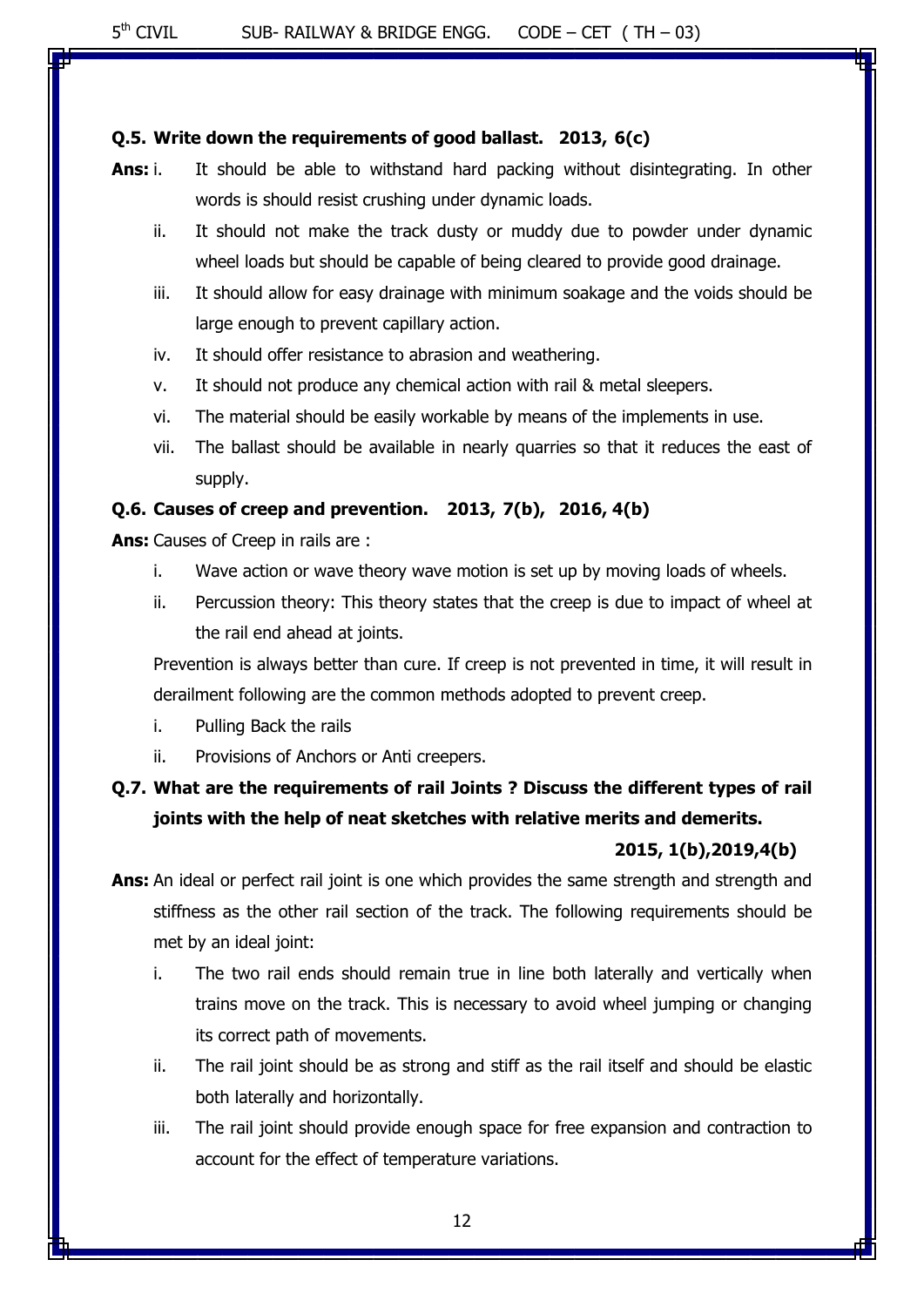**Q.5. Write down the requirements of good ballast. 2013, 6(c)**

**Ans:**

i. It should be able to withstand hard packing without disintegrating. In other words is should resist crushing under dynamic loads.

ii. It should not make the track dusty or muddy due to powder under dynamic wheel loads but should be capable of being cleared to provide good drainage.

iii. It should allow for easy drainage with minimum soakage and the voids should be large enough to prevent capillary action.

iv. It should offer resistance to abrasion and weathering.

v. It should not produce any chemical action with rail & metal sleepers.

vi. The material should be easily workable by means of the implements in use.

vii. The ballast should be available in nearly quarries so that it reduces the east of supply.

**Q.6. Causes of creep and prevention. 2013, 7(b), 2016, 4(b)**

**Ans:** Causes of Creep in rails are :

i. Wave action or wave theory wave motion is set up by moving loads of wheels.

ii. Percussion theory: This theory states that the creep is due to impact of wheel at the rail end ahead at joints.

Prevention is always better than cure. If creep is not prevented in time, it will result in derailment following are the common methods adopted to prevent creep.

i. Pulling Back the rails

ii. Provisions of Anchors or Anti creepers.

**Q.7. What are the requirements of rail Joints ? Discuss the different types of rail joints with the help of neat sketches with relative merits and demerits.**

**2015, 1(b),2019,4(b)**

**Ans:** An ideal or perfect rail joint is one which provides the same strength and strength and stiffness as the other rail section of the track. The following requirements should be met by an ideal joint:

i. The two rail ends should remain true in line both laterally and vertically when trains move on the track. This is necessary to avoid wheel jumping or changing its correct path of movements.

ii. The rail joint should be as strong and stiff as the rail itself and should be elastic both laterally and horizontally.

iii. The rail joint should provide enough space for free expansion and contraction to account for the effect of temperature variations.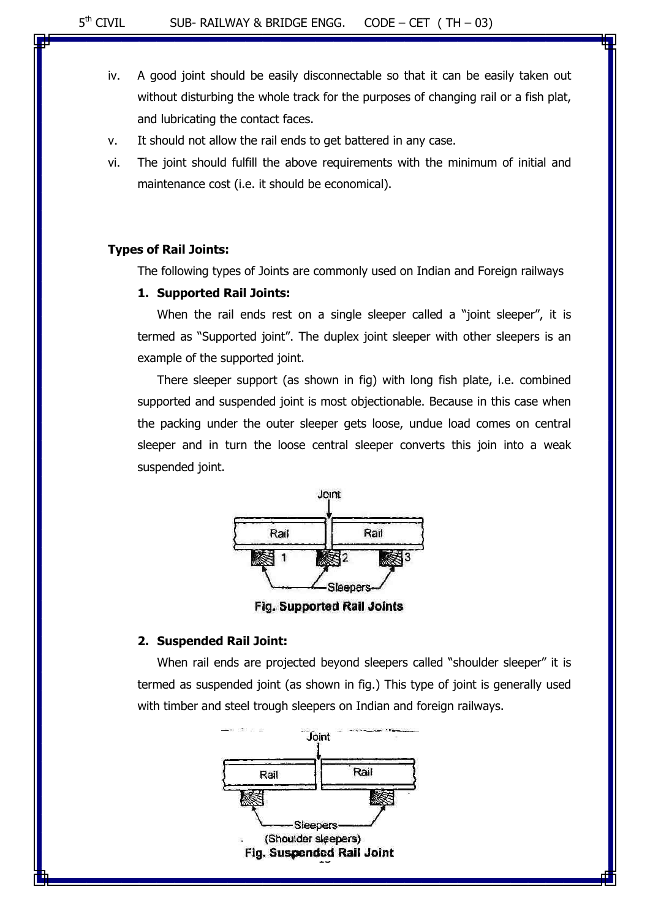iv. A good joint should be easily disconnectable so that it can be easily taken out without disturbing the whole track for the purposes of changing rail or a fish plat, and lubricating the contact faces.

v. It should not allow the rail ends to get battered in any case.

vi. The joint should fulfill the above requirements with the minimum of initial and maintenance cost (i.e. it should be economical).

**Types of Rail Joints:**

The following types of Joints are commonly used on Indian and Foreign railways

**1. Supported Rail Joints:**

When the rail ends rest on a single sleeper called a "joint sleeper", it is termed as "Supported joint". The duplex joint sleeper with other sleepers is an example of the supported joint.

There sleeper support (as shown in fig) with long fish plate, i.e. combined supported and suspended joint is most objectionable. Because in this case when the packing under the outer sleeper gets loose, undue load comes on central sleeper and in turn the loose central sleeper converts this join into a weak suspended joint.

**Fig. Supported Rail Joints**

**2. Suspended Rail Joint:**

When rail ends are projected beyond sleepers called "shoulder sleeper" it is termed as suspended joint (as shown in fig.) This type of joint is generally used with timber and steel trough sleepers on Indian and foreign railways.

**Fig. Suspended Rail Joint**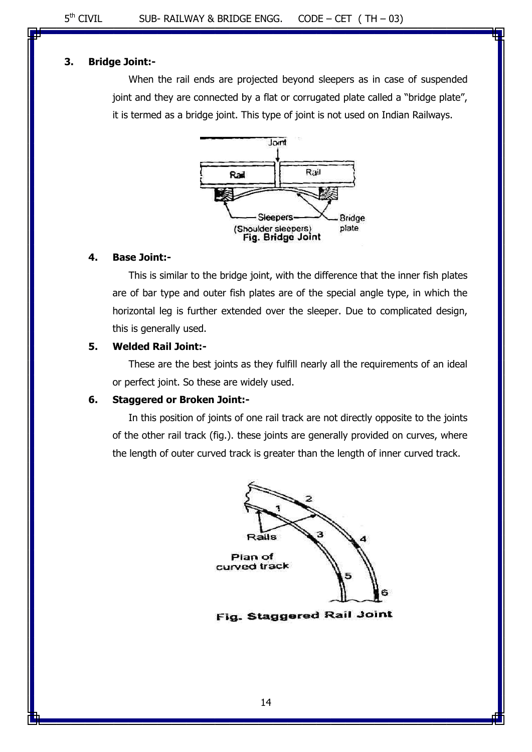**3. Bridge Joint:-**

When the rail ends are projected beyond sleepers as in case of suspended joint and they are connected by a flat or corrugated plate called a "bridge plate", it is termed as a bridge joint. This type of joint is not used on Indian Railways.

Fig. Bridge Joint

**4. Base Joint:-**

This is similar to the bridge joint, with the difference that the inner fish plates are of bar type and outer fish plates are of the special angle type, in which the horizontal leg is further extended over the sleeper. Due to complicated design, this is generally used.

**5. Welded Rail Joint:-**

These are the best joints as they fulfill nearly all the requirements of an ideal or perfect joint. So these are widely used.

**6. Staggered or Broken Joint:-**

In this position of joints of one rail track are not directly opposite to the joints of the other rail track (fig.). these joints are generally provided on curves, where the length of outer curved track is greater than the length of inner curved track.

Fig. Staggered Rail Joint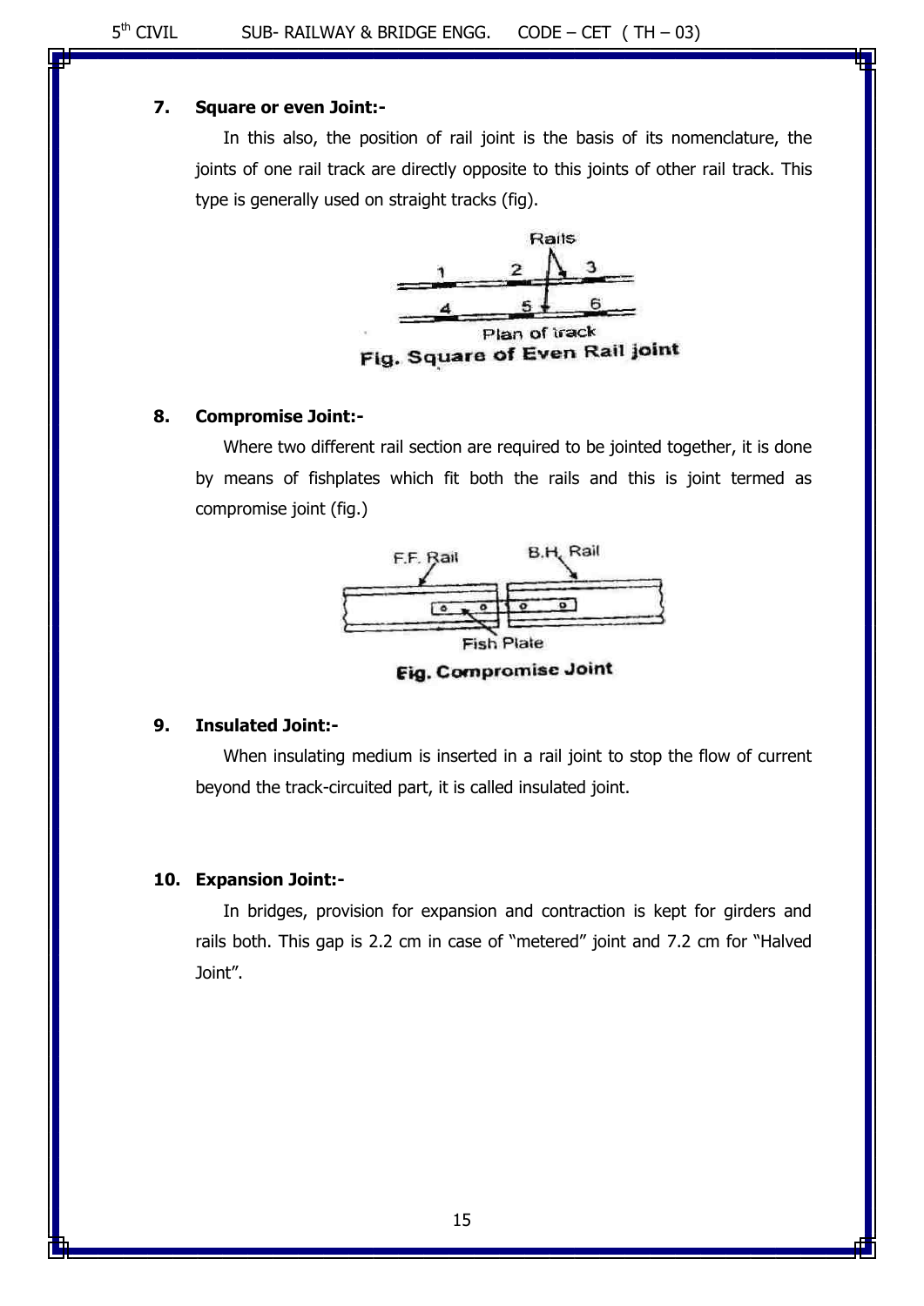**7. Square or even Joint:-**

In this also, the position of rail joint is the basis of its nomenclature, the joints of one rail track are directly opposite to this joints of other rail track. This type is generally used on straight tracks (fig).

Fig. Square of Even Rail joint

**8. Compromise Joint:-**

Where two different rail section are required to be jointed together, it is done by means of fishplates which fit both the rails and this is joint termed as compromise joint (fig.)

Fig. Compromise Joint

**9. Insulated Joint:-**

When insulating medium is inserted in a rail joint to stop the flow of current beyond the track-circuited part, it is called insulated joint.

**10. Expansion Joint:-**

In bridges, provision for expansion and contraction is kept for girders and rails both. This gap is 2.2 cm in case of "metered" joint and 7.2 cm for "Halved Joint".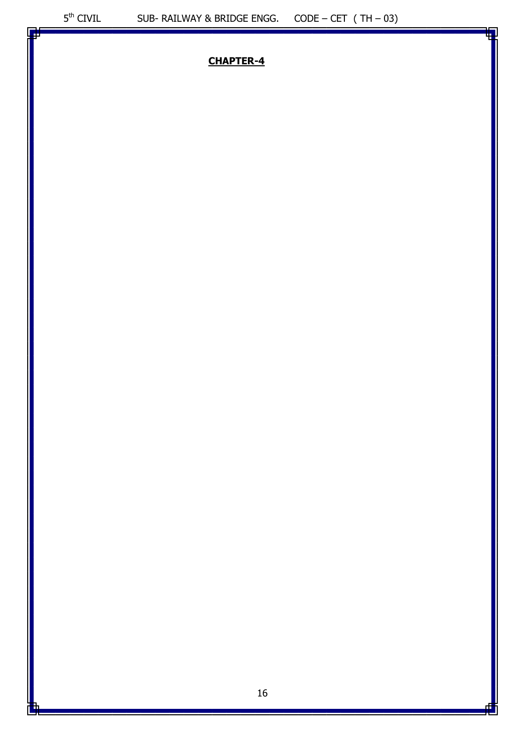## CHAPTER-4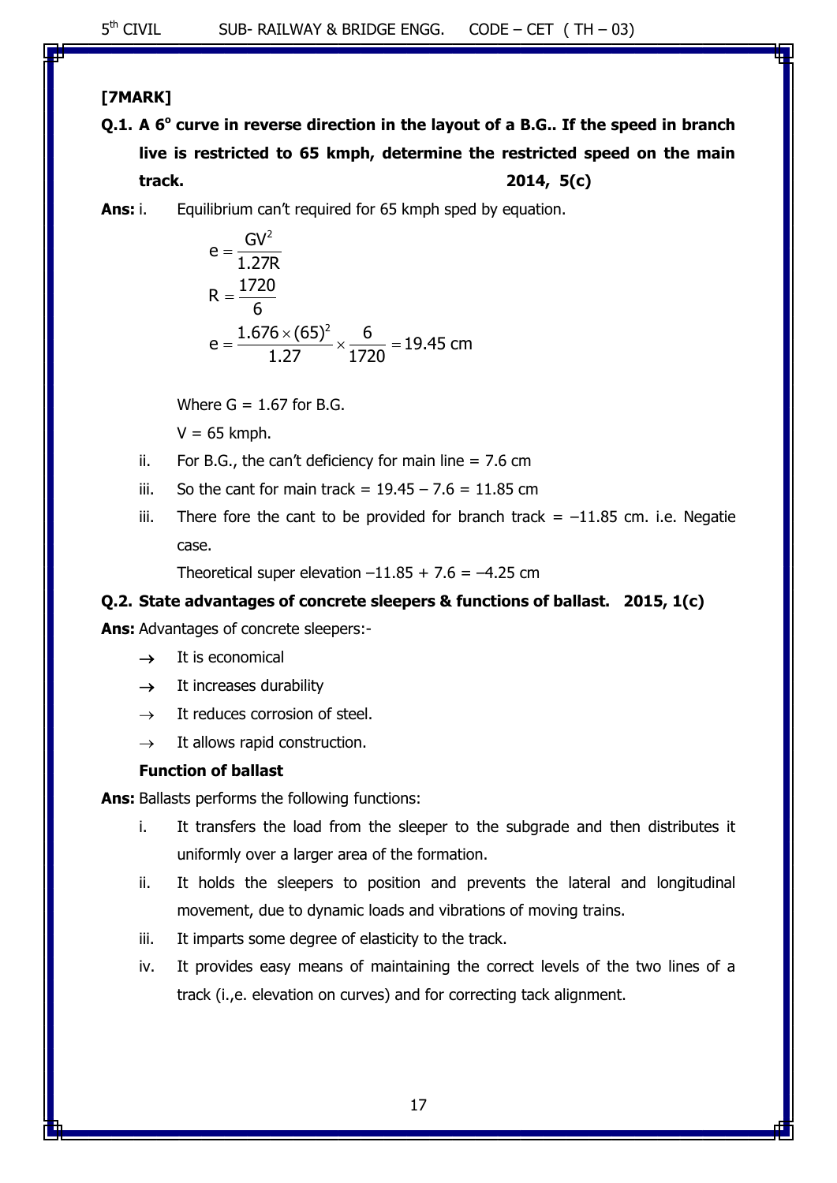**[7MARK]**

**Q.1. A 6° curve in reverse direction in the layout of a B.G.. If the speed in branch live is restricted to 65 kmph, determine the restricted speed on the main track.** **2014, 5(c)**

**Ans:** i. Equilibrium can't required for 65 kmph sped by equation.

$$e = \frac{GV^2}{1.27R}$$

$$R = \frac{1720}{6}$$

$$e = \frac{1.676 \times (65)^2}{1.27} \times \frac{6}{1720} = 19.45 \text{ cm}$$

Where G = 1.67 for B.G.

V = 65 kmph.

ii. For B.G., the can't deficiency for main line = 7.6 cm

iii. So the cant for main track = 19.45 – 7.6 = 11.85 cm

iii. There fore the cant to be provided for branch track = –11.85 cm. i.e. Negatie case.

Theoretical super elevation –11.85 + 7.6 = –4.25 cm

**Q.2. State advantages of concrete sleepers & functions of ballast.** **2015, 1(c)**

**Ans:** Advantages of concrete sleepers:-

→ It is economical

→ It increases durability

→ It reduces corrosion of steel.

→ It allows rapid construction.

**Function of ballast**

**Ans:** Ballasts performs the following functions:

i. It transfers the load from the sleeper to the subgrade and then distributes it uniformly over a larger area of the formation.

ii. It holds the sleepers to position and prevents the lateral and longitudinal movement, due to dynamic loads and vibrations of moving trains.

iii. It imparts some degree of elasticity to the track.

iv. It provides easy means of maintaining the correct levels of the two lines of a track (i.,e. elevation on curves) and for correcting tack alignment.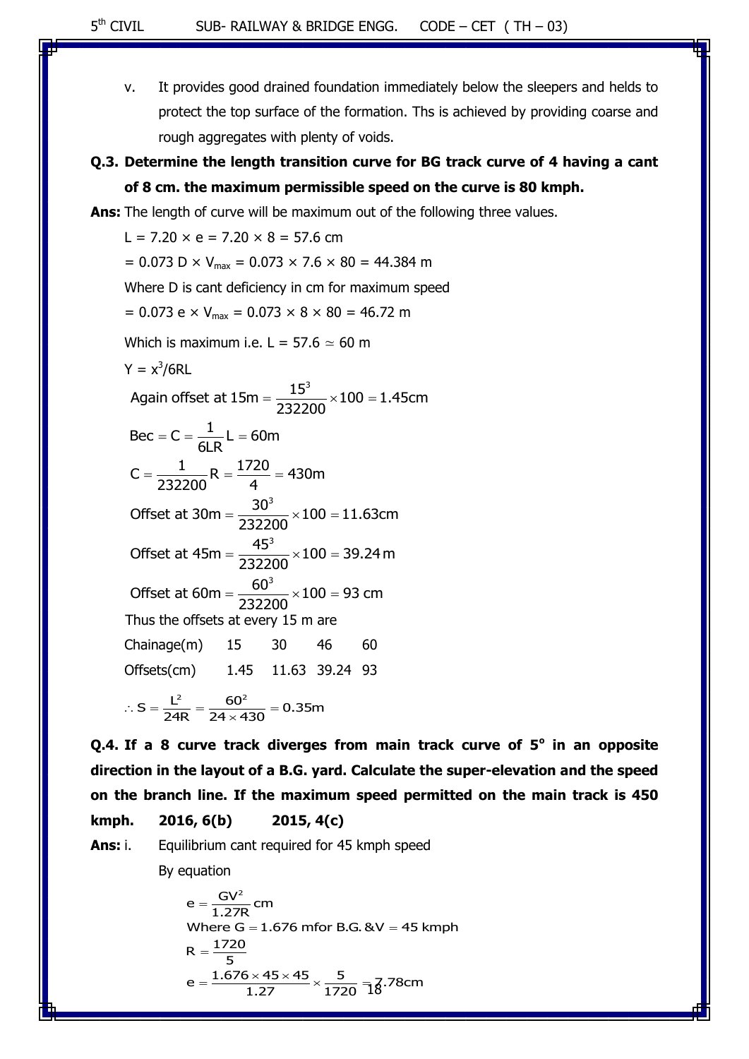v. It provides good drained foundation immediately below the sleepers and helds to protect the top surface of the formation. Ths is achieved by providing coarse and rough aggregates with plenty of voids.

**Q.3. Determine the length transition curve for BG track curve of 4 having a cant of 8 cm. the maximum permissible speed on the curve is 80 kmph.**

**Ans:** The length of curve will be maximum out of the following three values.

$L = 7.20 \times e = 7.20 \times 8 = 57.6$ cm

$= 0.073\ D \times V_{max} = 0.073 \times 7.6 \times 80 = 44.384$ m

Where D is cant deficiency in cm for maximum speed

$= 0.073\ e \times V_{max} = 0.073 \times 8 \times 80 = 46.72$ m

Which is maximum i.e. $L = 57.6 \simeq 60$ m

$Y = x^3/6RL$

$$\text{Again offset at } 15\text{m} = \frac{15^3}{232200} \times 100 = 1.45\text{cm}$$

$$\text{Bec} = C = \frac{1}{6LR} L = 60\text{m}$$

$$C = \frac{1}{232200} R = \frac{1720}{4} = 430\text{m}$$

$$\text{Offset at } 30\text{m} = \frac{30^3}{232200} \times 100 = 11.63\text{cm}$$

$$\text{Offset at } 45\text{m} = \frac{45^3}{232200} \times 100 = 39.24\,\text{m}$$

$$\text{Offset at } 60\text{m} = \frac{60^3}{232200} \times 100 = 93\text{ cm}$$

Thus the offsets at every 15 m are

| Chainage(m) | 15 | 30 | 46 | 60 |
|---|---|---|---|---|
| Offsets(cm) | 1.45 | 11.63 | 39.24 | 93 |

$$\therefore S = \frac{L^2}{24R} = \frac{60^2}{24 \times 430} = 0.35\text{m}$$

**Q.4. If a 8 curve track diverges from main track curve of 5° in an opposite direction in the layout of a B.G. yard. Calculate the super-elevation and the speed on the branch line. If the maximum speed permitted on the main track is 450 kmph. 2016, 6(b) 2015, 4(c)**

**Ans:** i. Equilibrium cant required for 45 kmph speed

By equation

$$e = \frac{GV^2}{1.27R}\text{ cm}$$

Where $G = 1.676$ m for B.G. & $V = 45$ kmph

$$R = \frac{1720}{5}$$

$$e = \frac{1.676 \times 45 \times 45}{1.27} \times \frac{5}{1720} = 7.78\text{cm}$$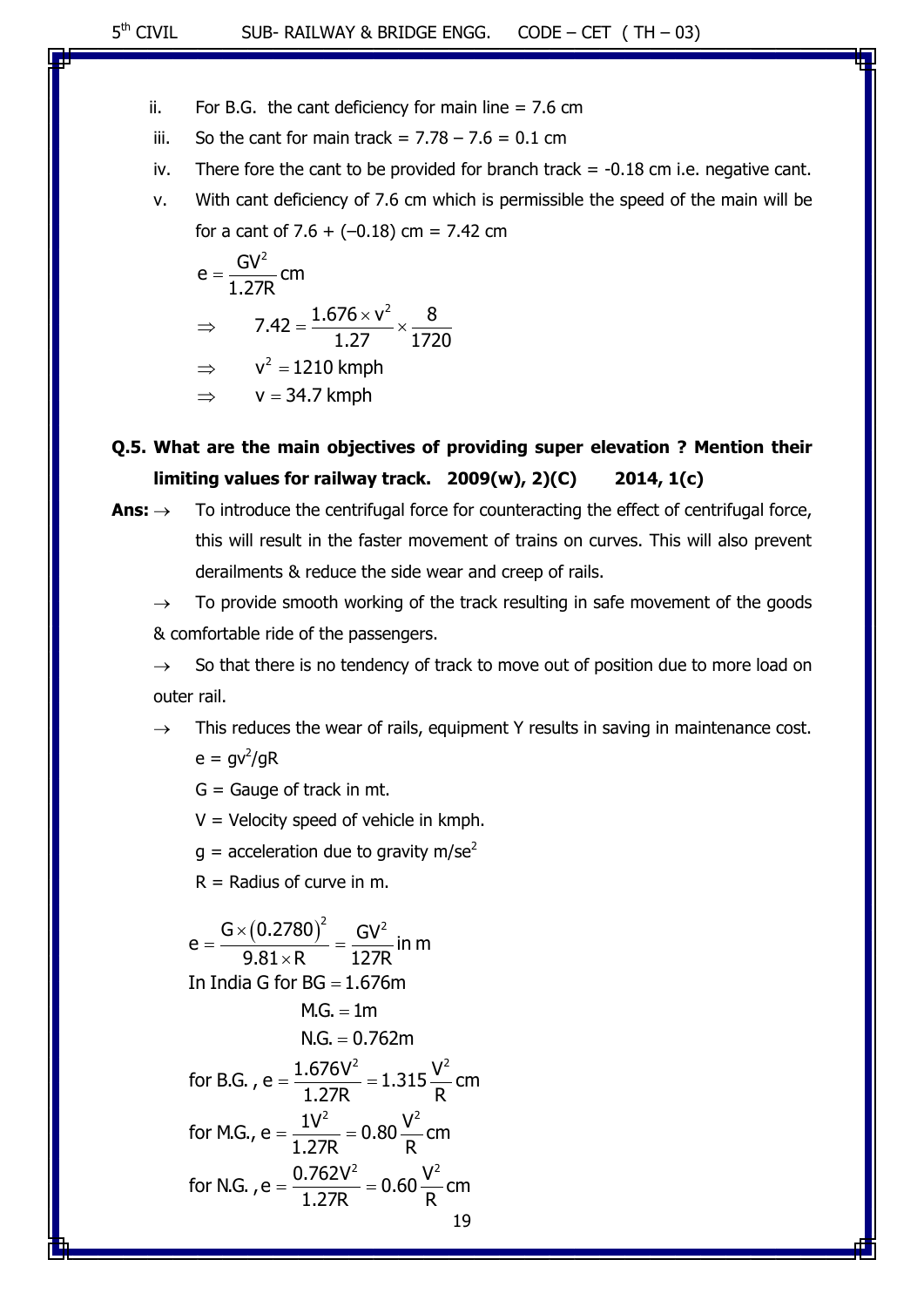ii. For B.G. the cant deficiency for main line = 7.6 cm

iii. So the cant for main track = 7.78 – 7.6 = 0.1 cm

iv. There fore the cant to be provided for branch track = -0.18 cm i.e. negative cant.

v. With cant deficiency of 7.6 cm which is permissible the speed of the main will be for a cant of 7.6 + (–0.18) cm = 7.42 cm

$$e = \frac{GV^2}{1.27R} \text{ cm}$$

$$\Rightarrow \quad 7.42 = \frac{1.676 \times v^2}{1.27} \times \frac{8}{1720}$$

$$\Rightarrow \quad v^2 = 1210 \text{ kmph}$$

$$\Rightarrow \quad v = 34.7 \text{ kmph}$$

**Q.5. What are the main objectives of providing super elevation ? Mention their limiting values for railway track. 2009(w), 2)(C) 2014, 1(c)**

**Ans:** → To introduce the centrifugal force for counteracting the effect of centrifugal force, this will result in the faster movement of trains on curves. This will also prevent derailments & reduce the side wear and creep of rails.

→ To provide smooth working of the track resulting in safe movement of the goods & comfortable ride of the passengers.

→ So that there is no tendency of track to move out of position due to more load on outer rail.

→ This reduces the wear of rails, equipment Y results in saving in maintenance cost.

$e = gv^2/gR$

G = Gauge of track in mt.

V = Velocity speed of vehicle in kmph.

g = acceleration due to gravity m/se$^2$

R = Radius of curve in m.

$$e = \frac{G \times (0.2780)^2}{9.81 \times R} = \frac{GV^2}{127R} \text{ in m}$$

In India G for BG = 1.676m

M.G. = 1m

N.G. = 0.762m

$$\text{for B.G. , } e = \frac{1.676V^2}{1.27R} = 1.315\frac{V^2}{R} \text{ cm}$$

$$\text{for M.G., } e = \frac{1V^2}{1.27R} = 0.80\frac{V^2}{R} \text{ cm}$$

$$\text{for N.G. , } e = \frac{0.762V^2}{1.27R} = 0.60\frac{V^2}{R} \text{ cm}$$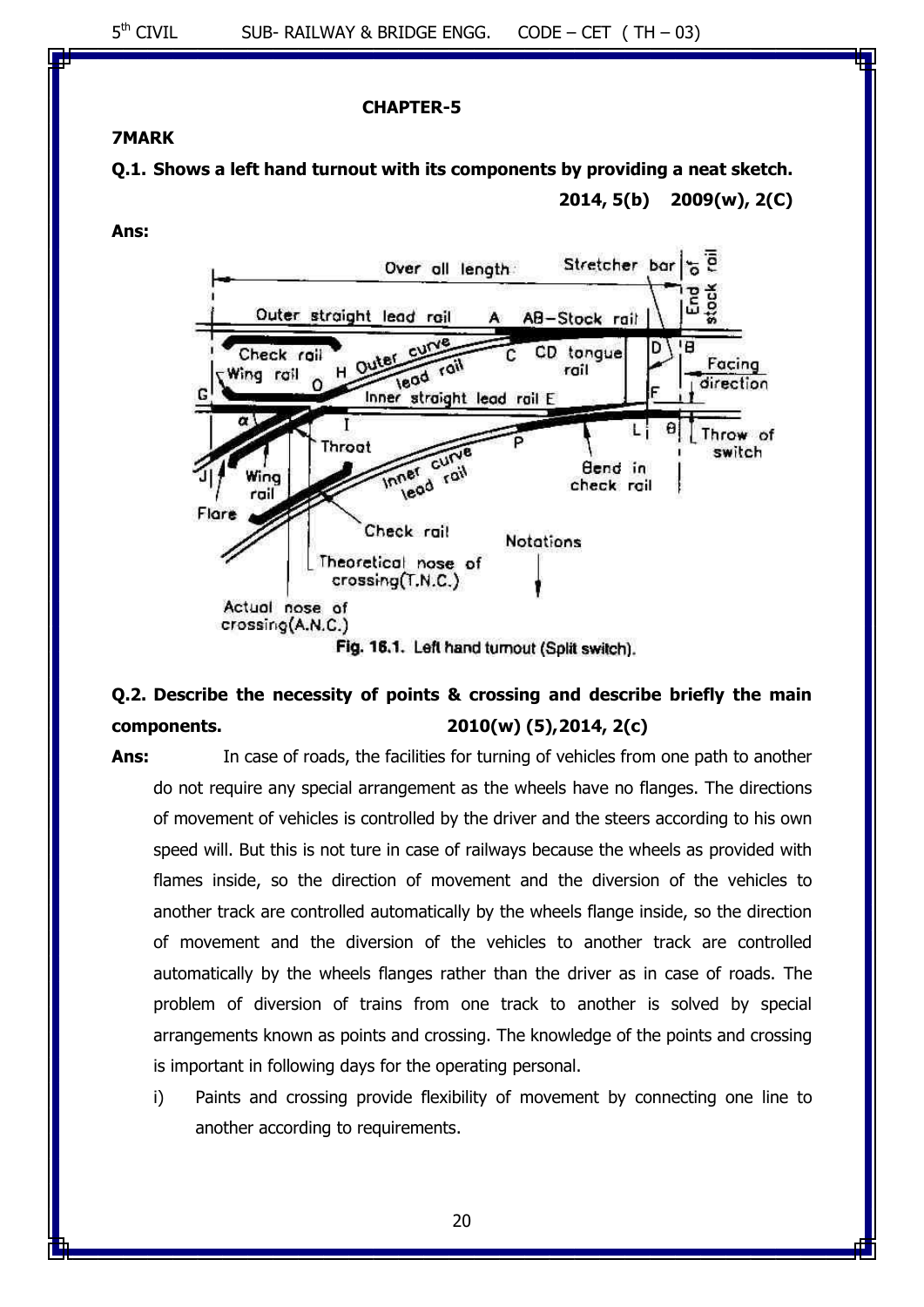**CHAPTER-5**

**7MARK**

**Q.1. Shows a left hand turnout with its components by providing a neat sketch.**
**2014, 5(b) 2009(w), 2(C)**

**Ans:**

Fig. 16.1. Left hand turnout (Split switch).

**Q.2. Describe the necessity of points & crossing and describe briefly the main components. 2010(w) (5),2014, 2(c)**

**Ans:** In case of roads, the facilities for turning of vehicles from one path to another do not require any special arrangement as the wheels have no flanges. The directions of movement of vehicles is controlled by the driver and the steers according to his own speed will. But this is not ture in case of railways because the wheels as provided with flames inside, so the direction of movement and the diversion of the vehicles to another track are controlled automatically by the wheels flange inside, so the direction of movement and the diversion of the vehicles to another track are controlled automatically by the wheels flanges rather than the driver as in case of roads. The problem of diversion of trains from one track to another is solved by special arrangements known as points and crossing. The knowledge of the points and crossing is important in following days for the operating personal.

i) Paints and crossing provide flexibility of movement by connecting one line to another according to requirements.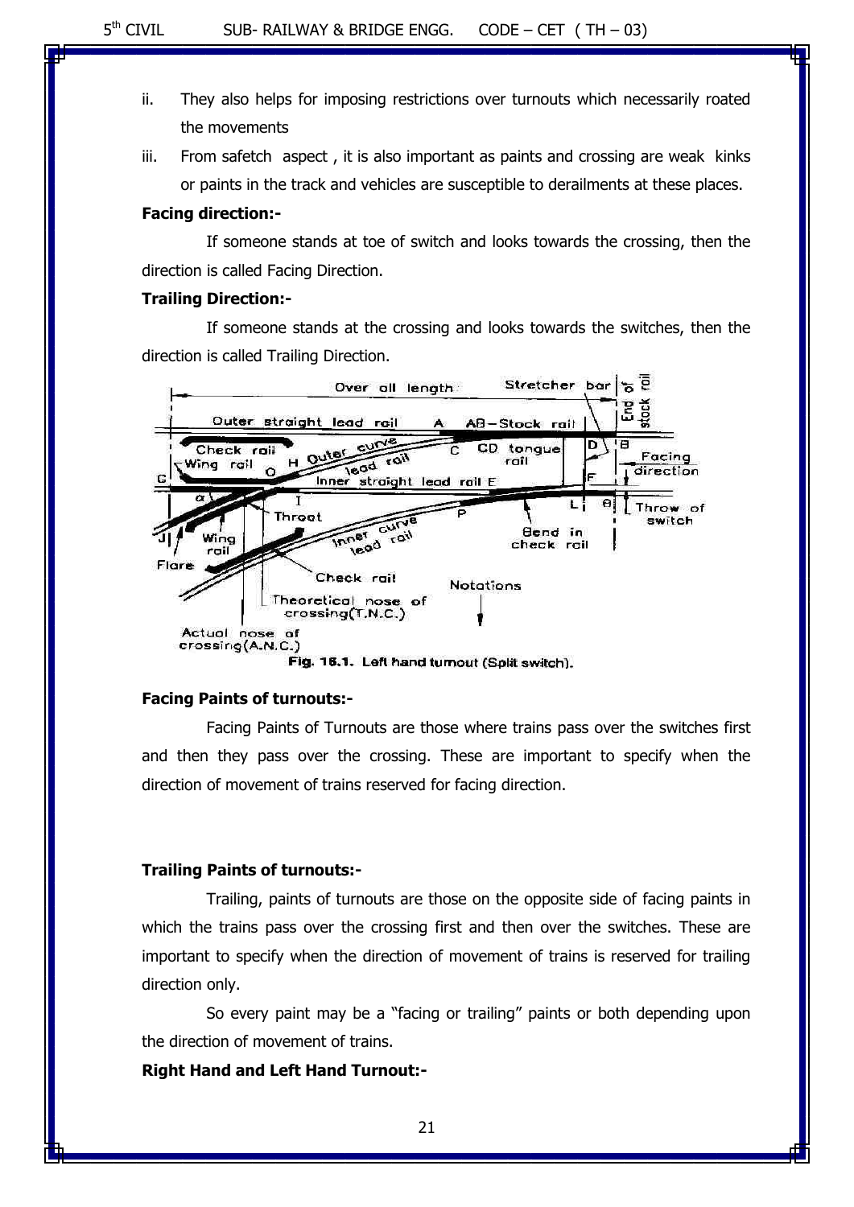ii. They also helps for imposing restrictions over turnouts which necessarily roated the movements

iii. From safetch aspect , it is also important as paints and crossing are weak kinks or paints in the track and vehicles are susceptible to derailments at these places.

**Facing direction:-**

If someone stands at toe of switch and looks towards the crossing, then the direction is called Facing Direction.

**Trailing Direction:-**

If someone stands at the crossing and looks towards the switches, then the direction is called Trailing Direction.

Fig. 16.1. Left hand turnout (Split switch).

**Facing Paints of turnouts:-**

Facing Paints of Turnouts are those where trains pass over the switches first and then they pass over the crossing. These are important to specify when the direction of movement of trains reserved for facing direction.

**Trailing Paints of turnouts:-**

Trailing, paints of turnouts are those on the opposite side of facing paints in which the trains pass over the crossing first and then over the switches. These are important to specify when the direction of movement of trains is reserved for trailing direction only.

So every paint may be a "facing or trailing" paints or both depending upon the direction of movement of trains.

**Right Hand and Left Hand Turnout:-**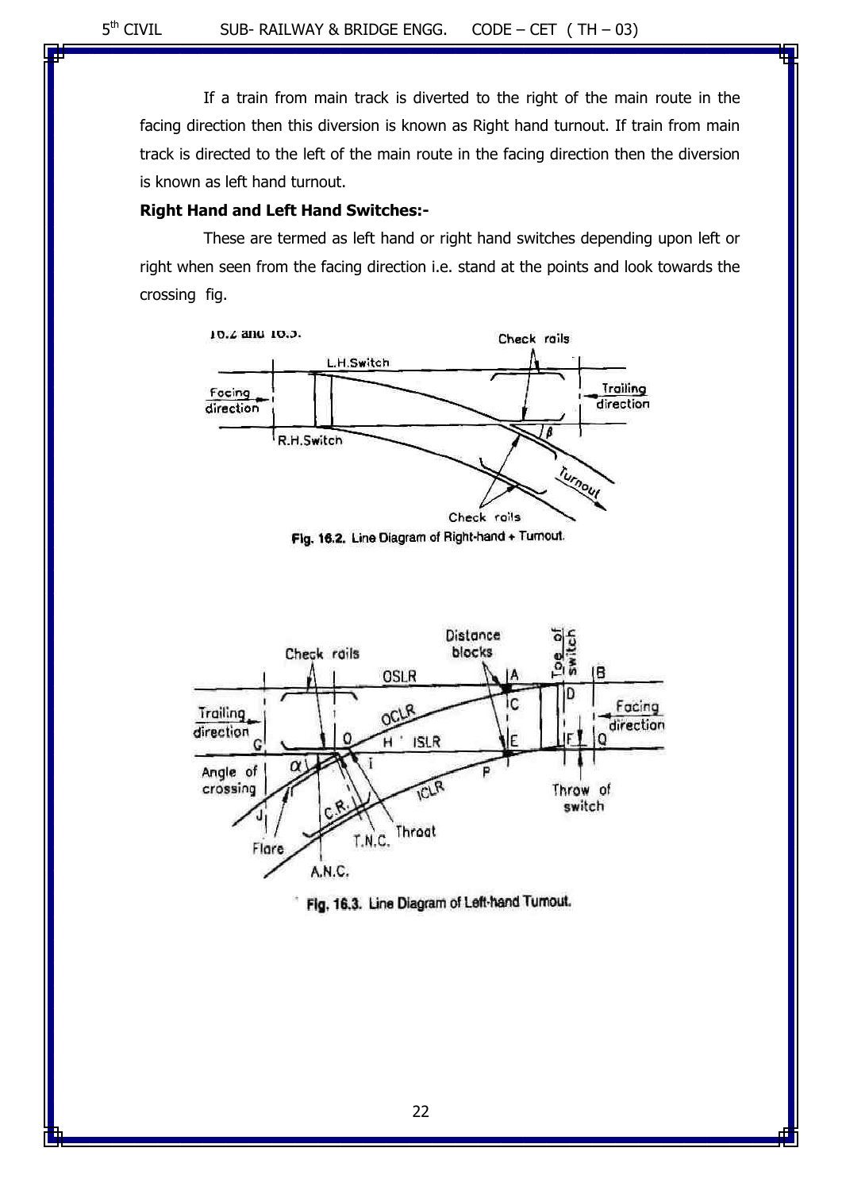If a train from main track is diverted to the right of the main route in the facing direction then this diversion is known as Right hand turnout. If train from main track is directed to the left of the main route in the facing direction then the diversion is known as left hand turnout.

**Right Hand and Left Hand Switches:-**

These are termed as left hand or right hand switches depending upon left or right when seen from the facing direction i.e. stand at the points and look towards the crossing fig. 16.2 and 16.3.

Fig. 16.2. Line Diagram of Right-hand + Turnout.

Fig. 16.3. Line Diagram of Left-hand Turnout.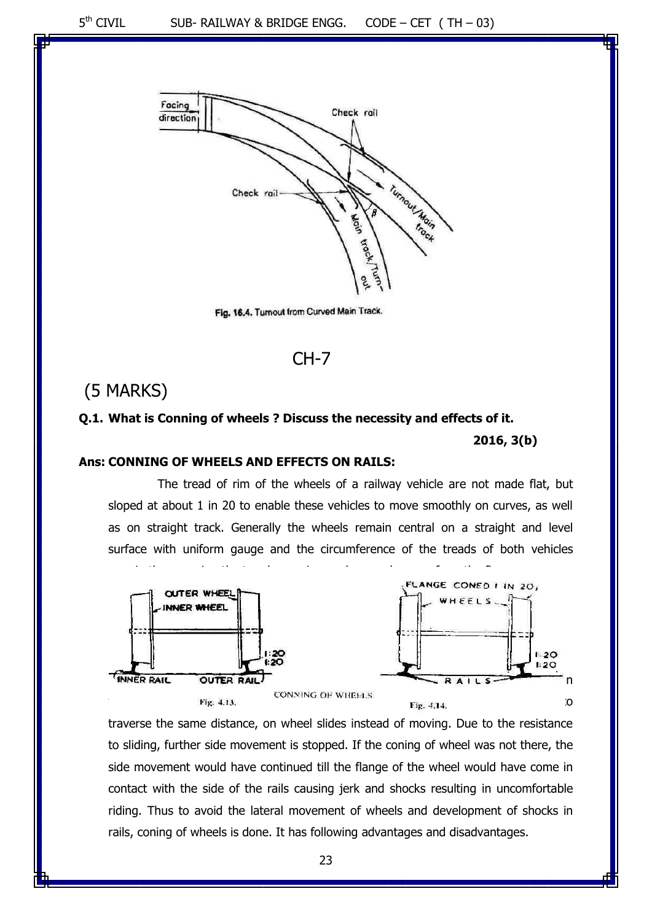Fig. 16.4. Turnout from Curved Main Track.

# CH-7

## (5 MARKS)

**Q.1. What is Conning of wheels ? Discuss the necessity and effects of it.**

**2016, 3(b)**

**Ans: CONNING OF WHEELS AND EFFECTS ON RAILS:**

The tread of rim of the wheels of a railway vehicle are not made flat, but sloped at about 1 in 20 to enable these vehicles to move smoothly on curves, as well as on straight track. Generally the wheels remain central on a straight and level surface with uniform gauge and the circumference of the treads of both vehicles

CONNING OF WHEELS

Fig. 4.13.

Fig. 4.14.

traverse the same distance, on wheel slides instead of moving. Due to the resistance to sliding, further side movement is stopped. If the coning of wheel was not there, the side movement would have continued till the flange of the wheel would have come in contact with the side of the rails causing jerk and shocks resulting in uncomfortable riding. Thus to avoid the lateral movement of wheels and development of shocks in rails, coning of wheels is done. It has following advantages and disadvantages.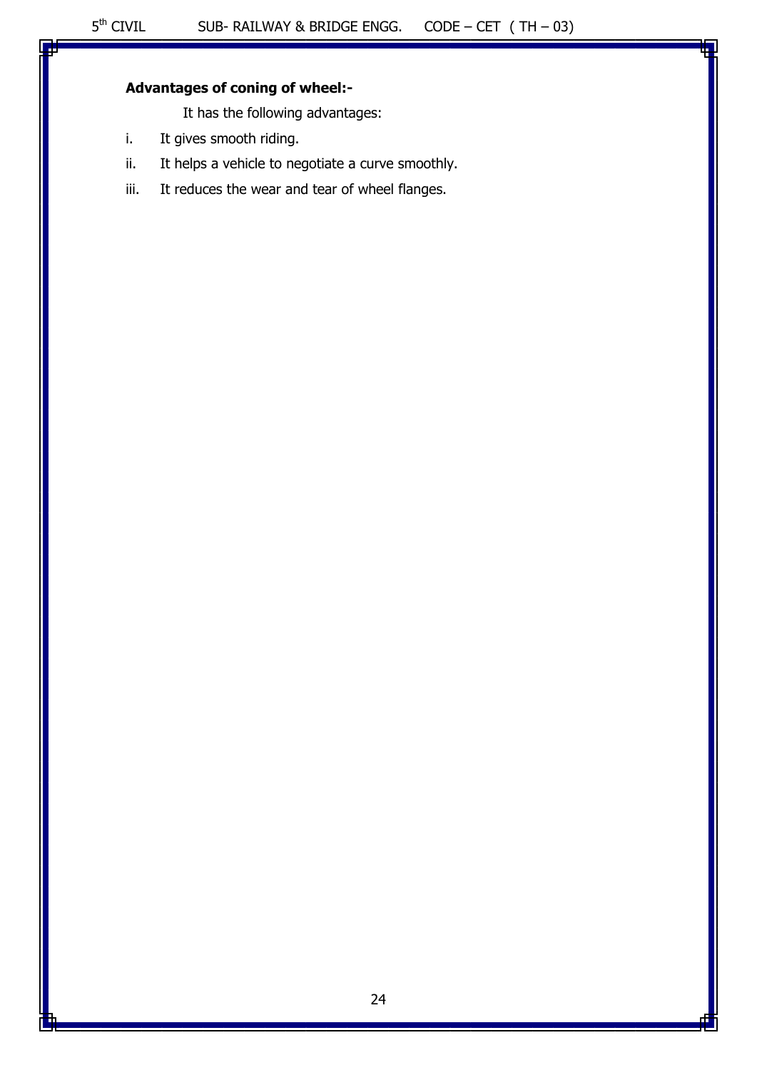**Advantages of coning of wheel:-**

It has the following advantages:

i. It gives smooth riding.
ii. It helps a vehicle to negotiate a curve smoothly.
iii. It reduces the wear and tear of wheel flanges.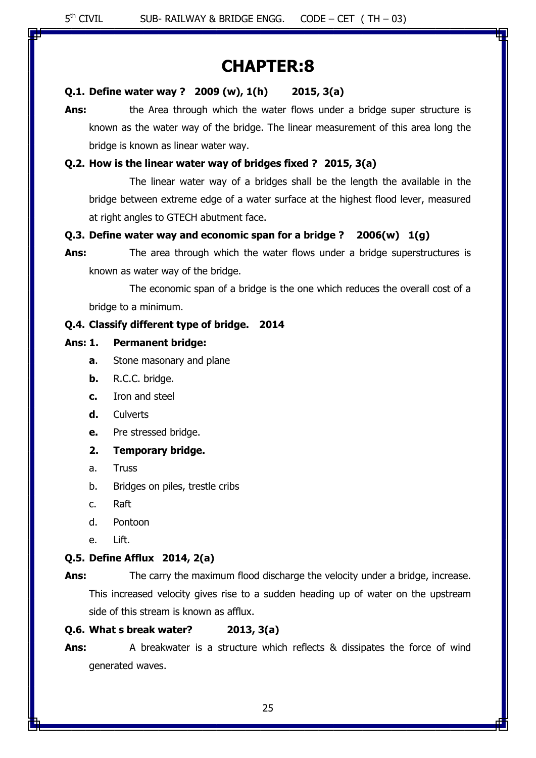# CHAPTER:8

**Q.1. Define water way ? 2009 (w), 1(h) 2015, 3(a)**

**Ans:** the Area through which the water flows under a bridge super structure is known as the water way of the bridge. The linear measurement of this area long the bridge is known as linear water way.

**Q.2. How is the linear water way of bridges fixed ? 2015, 3(a)**

The linear water way of a bridges shall be the length the available in the bridge between extreme edge of a water surface at the highest flood lever, measured at right angles to GTECH abutment face.

**Q.3. Define water way and economic span for a bridge ? 2006(w) 1(g)**

**Ans:** The area through which the water flows under a bridge superstructures is known as water way of the bridge.

The economic span of a bridge is the one which reduces the overall cost of a bridge to a minimum.

**Q.4. Classify different type of bridge. 2014**

**Ans: 1. Permanent bridge:**

- **a**. Stone masonary and plane
- **b.** R.C.C. bridge.
- **c.** Iron and steel
- **d.** Culverts
- **e.** Pre stressed bridge.

**2. Temporary bridge.**

- a. Truss
- b. Bridges on piles, trestle cribs
- c. Raft
- d. Pontoon
- e. Lift.

**Q.5. Define Afflux 2014, 2(a)**

**Ans:** The carry the maximum flood discharge the velocity under a bridge, increase. This increased velocity gives rise to a sudden heading up of water on the upstream side of this stream is known as afflux.

**Q.6. What s break water? 2013, 3(a)**

**Ans:** A breakwater is a structure which reflects & dissipates the force of wind generated waves.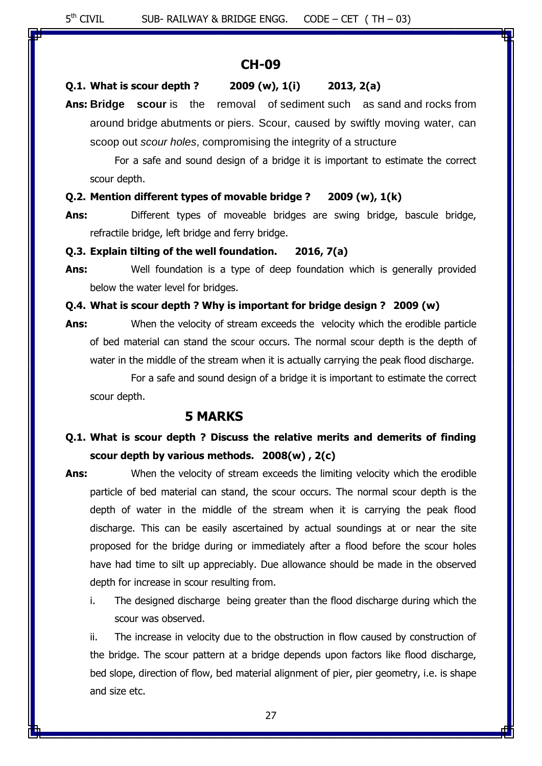# CH-09

**Q.1. What is scour depth ? 2009 (w), 1(i) 2013, 2(a)**

**Ans:** **Bridge scour** is the removal of sediment such as sand and rocks from around bridge abutments or piers. Scour, caused by swiftly moving water, can scoop out *scour holes*, compromising the integrity of a structure

For a safe and sound design of a bridge it is important to estimate the correct scour depth.

**Q.2. Mention different types of movable bridge ? 2009 (w), 1(k)**

**Ans:** Different types of moveable bridges are swing bridge, bascule bridge, refractile bridge, left bridge and ferry bridge.

**Q.3. Explain tilting of the well foundation. 2016, 7(a)**

**Ans:** Well foundation is a type of deep foundation which is generally provided below the water level for bridges.

**Q.4. What is scour depth ? Why is important for bridge design ? 2009 (w)**

**Ans:** When the velocity of stream exceeds the velocity which the erodible particle of bed material can stand the scour occurs. The normal scour depth is the depth of water in the middle of the stream when it is actually carrying the peak flood discharge.

For a safe and sound design of a bridge it is important to estimate the correct scour depth.

## 5 MARKS

**Q.1. What is scour depth ? Discuss the relative merits and demerits of finding scour depth by various methods. 2008(w) , 2(c)**

**Ans:** When the velocity of stream exceeds the limiting velocity which the erodible particle of bed material can stand, the scour occurs. The normal scour depth is the depth of water in the middle of the stream when it is carrying the peak flood discharge. This can be easily ascertained by actual soundings at or near the site proposed for the bridge during or immediately after a flood before the scour holes have had time to silt up appreciably. Due allowance should be made in the observed depth for increase in scour resulting from.

i. The designed discharge being greater than the flood discharge during which the scour was observed.

ii. The increase in velocity due to the obstruction in flow caused by construction of the bridge. The scour pattern at a bridge depends upon factors like flood discharge, bed slope, direction of flow, bed material alignment of pier, pier geometry, i.e. is shape and size etc.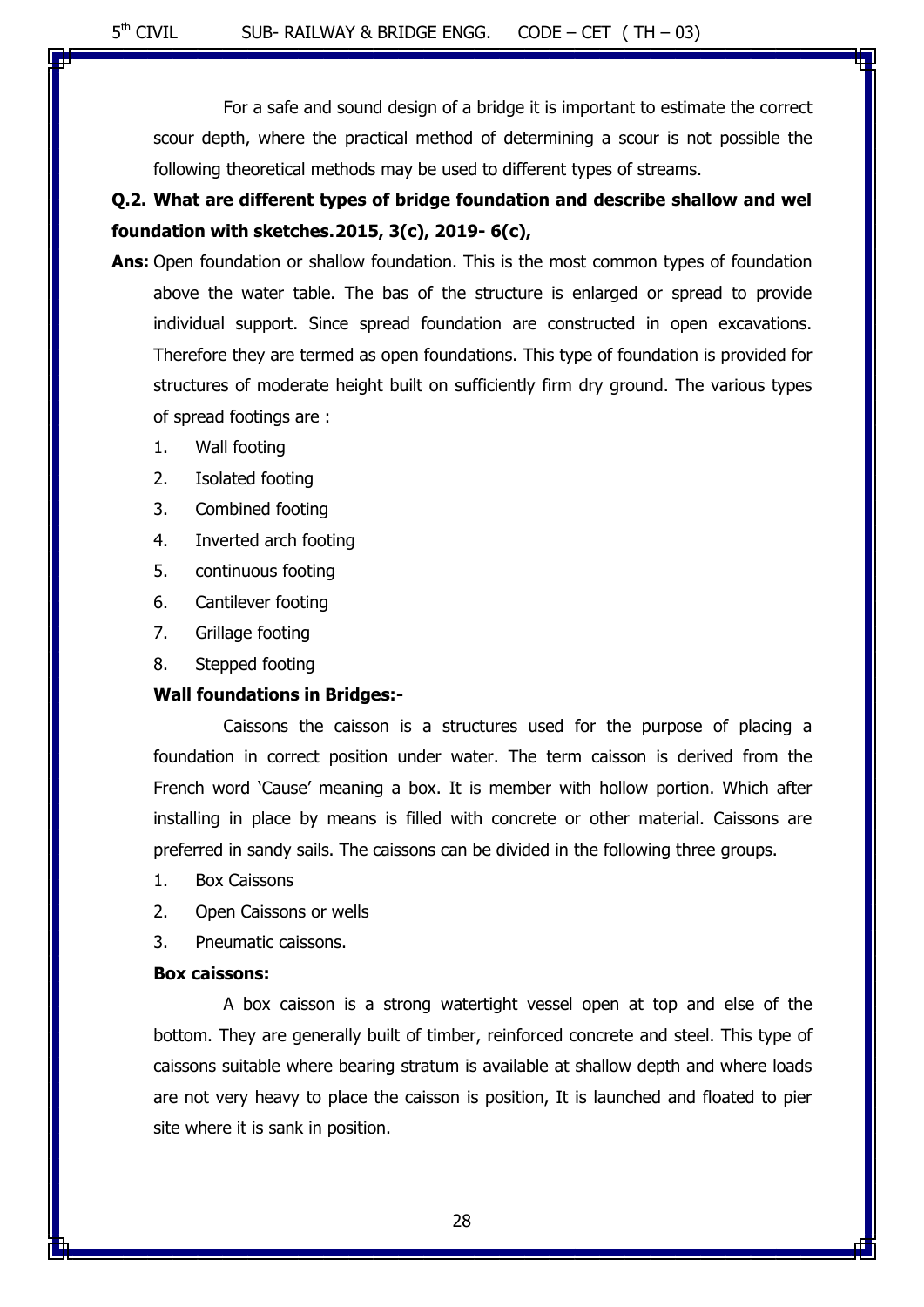For a safe and sound design of a bridge it is important to estimate the correct scour depth, where the practical method of determining a scour is not possible the following theoretical methods may be used to different types of streams.

**Q.2. What are different types of bridge foundation and describe shallow and wel foundation with sketches.2015, 3(c), 2019- 6(c),**

**Ans:** Open foundation or shallow foundation. This is the most common types of foundation above the water table. The bas of the structure is enlarged or spread to provide individual support. Since spread foundation are constructed in open excavations. Therefore they are termed as open foundations. This type of foundation is provided for structures of moderate height built on sufficiently firm dry ground. The various types of spread footings are :

1. Wall footing
2. Isolated footing
3. Combined footing
4. Inverted arch footing
5. continuous footing
6. Cantilever footing
7. Grillage footing
8. Stepped footing

**Wall foundations in Bridges:-**

Caissons the caisson is a structures used for the purpose of placing a foundation in correct position under water. The term caisson is derived from the French word 'Cause' meaning a box. It is member with hollow portion. Which after installing in place by means is filled with concrete or other material. Caissons are preferred in sandy sails. The caissons can be divided in the following three groups.

1. Box Caissons
2. Open Caissons or wells
3. Pneumatic caissons.

**Box caissons:**

A box caisson is a strong watertight vessel open at top and else of the bottom. They are generally built of timber, reinforced concrete and steel. This type of caissons suitable where bearing stratum is available at shallow depth and where loads are not very heavy to place the caisson is position, It is launched and floated to pier site where it is sank in position.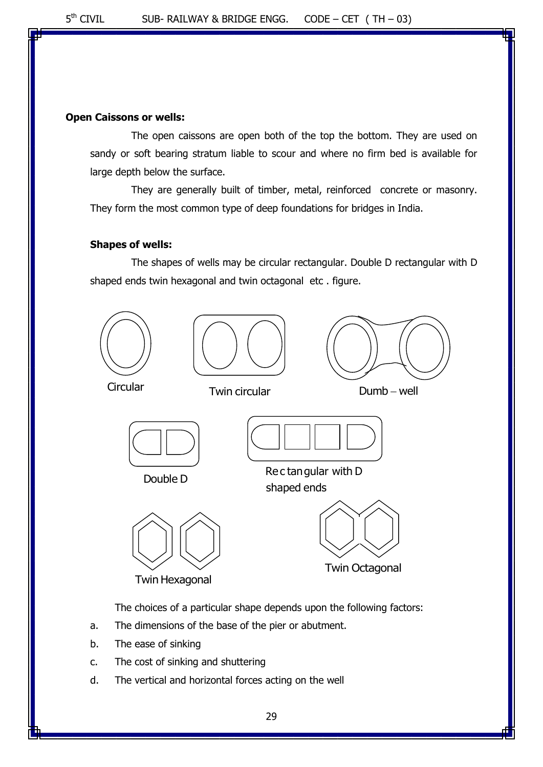**Open Caissons or wells:**

The open caissons are open both of the top the bottom. They are used on sandy or soft bearing stratum liable to scour and where no firm bed is available for large depth below the surface.

They are generally built of timber, metal, reinforced concrete or masonry. They form the most common type of deep foundations for bridges in India.

**Shapes of wells:**

The shapes of wells may be circular rectangular. Double D rectangular with D shaped ends twin hexagonal and twin octagonal etc . figure.

Circular

Twin circular

Dumb – well

Double D

Rectangular with D shaped ends

Twin Hexagonal

Twin Octagonal

The choices of a particular shape depends upon the following factors:

a. The dimensions of the base of the pier or abutment.
b. The ease of sinking
c. The cost of sinking and shuttering
d. The vertical and horizontal forces acting on the well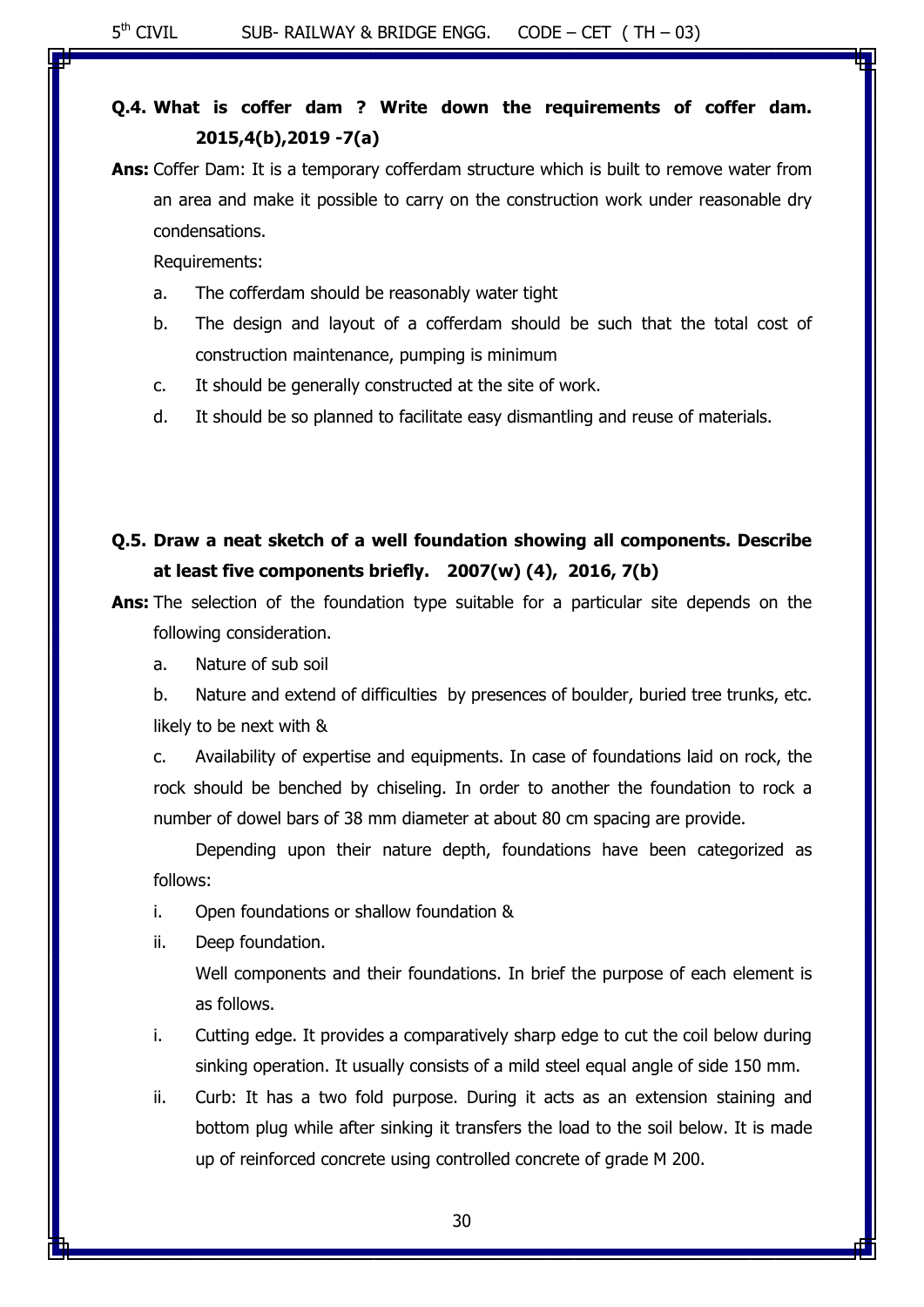**Q.4. What is coffer dam ? Write down the requirements of coffer dam. 2015,4(b),2019 -7(a)**

**Ans:** Coffer Dam: It is a temporary cofferdam structure which is built to remove water from an area and make it possible to carry on the construction work under reasonable dry condensations.

Requirements:

a. The cofferdam should be reasonably water tight

b. The design and layout of a cofferdam should be such that the total cost of construction maintenance, pumping is minimum

c. It should be generally constructed at the site of work.

d. It should be so planned to facilitate easy dismantling and reuse of materials.

**Q.5. Draw a neat sketch of a well foundation showing all components. Describe at least five components briefly. 2007(w) (4), 2016, 7(b)**

**Ans:** The selection of the foundation type suitable for a particular site depends on the following consideration.

a. Nature of sub soil

b. Nature and extend of difficulties by presences of boulder, buried tree trunks, etc. likely to be next with &

c. Availability of expertise and equipments. In case of foundations laid on rock, the rock should be benched by chiseling. In order to another the foundation to rock a number of dowel bars of 38 mm diameter at about 80 cm spacing are provide.

Depending upon their nature depth, foundations have been categorized as follows:

i. Open foundations or shallow foundation &

ii. Deep foundation.

Well components and their foundations. In brief the purpose of each element is as follows.

i. Cutting edge. It provides a comparatively sharp edge to cut the coil below during sinking operation. It usually consists of a mild steel equal angle of side 150 mm.

ii. Curb: It has a two fold purpose. During it acts as an extension staining and bottom plug while after sinking it transfers the load to the soil below. It is made up of reinforced concrete using controlled concrete of grade M 200.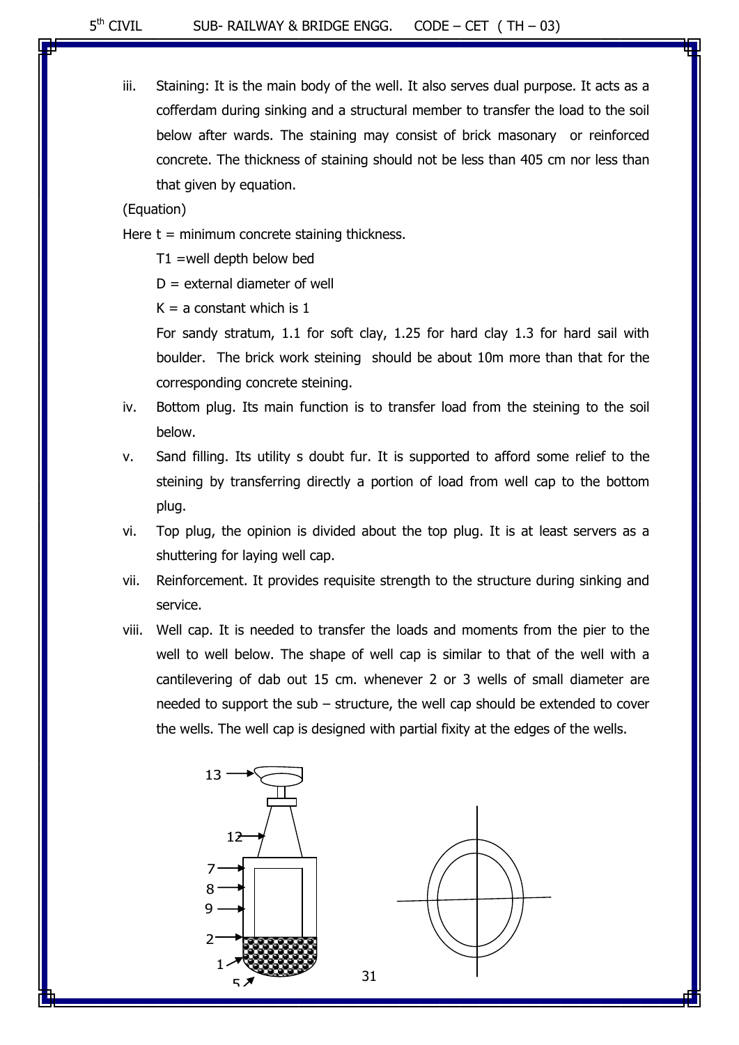iii. Staining: It is the main body of the well. It also serves dual purpose. It acts as a cofferdam during sinking and a structural member to transfer the load to the soil below after wards. The staining may consist of brick masonary or reinforced concrete. The thickness of staining should not be less than 405 cm nor less than that given by equation.

(Equation)

Here t = minimum concrete staining thickness.

T1 =well depth below bed

D = external diameter of well

K = a constant which is 1

For sandy stratum, 1.1 for soft clay, 1.25 for hard clay 1.3 for hard sail with boulder. The brick work steining should be about 10m more than that for the corresponding concrete steining.

iv. Bottom plug. Its main function is to transfer load from the steining to the soil below.

v. Sand filling. Its utility s doubt fur. It is supported to afford some relief to the steining by transferring directly a portion of load from well cap to the bottom plug.

vi. Top plug, the opinion is divided about the top plug. It is at least servers as a shuttering for laying well cap.

vii. Reinforcement. It provides requisite strength to the structure during sinking and service.

viii. Well cap. It is needed to transfer the loads and moments from the pier to the well to well below. The shape of well cap is similar to that of the well with a cantilevering of dab out 15 cm. whenever 2 or 3 wells of small diameter are needed to support the sub – structure, the well cap should be extended to cover the wells. The well cap is designed with partial fixity at the edges of the wells.

13

12

7

8

9

2

1

5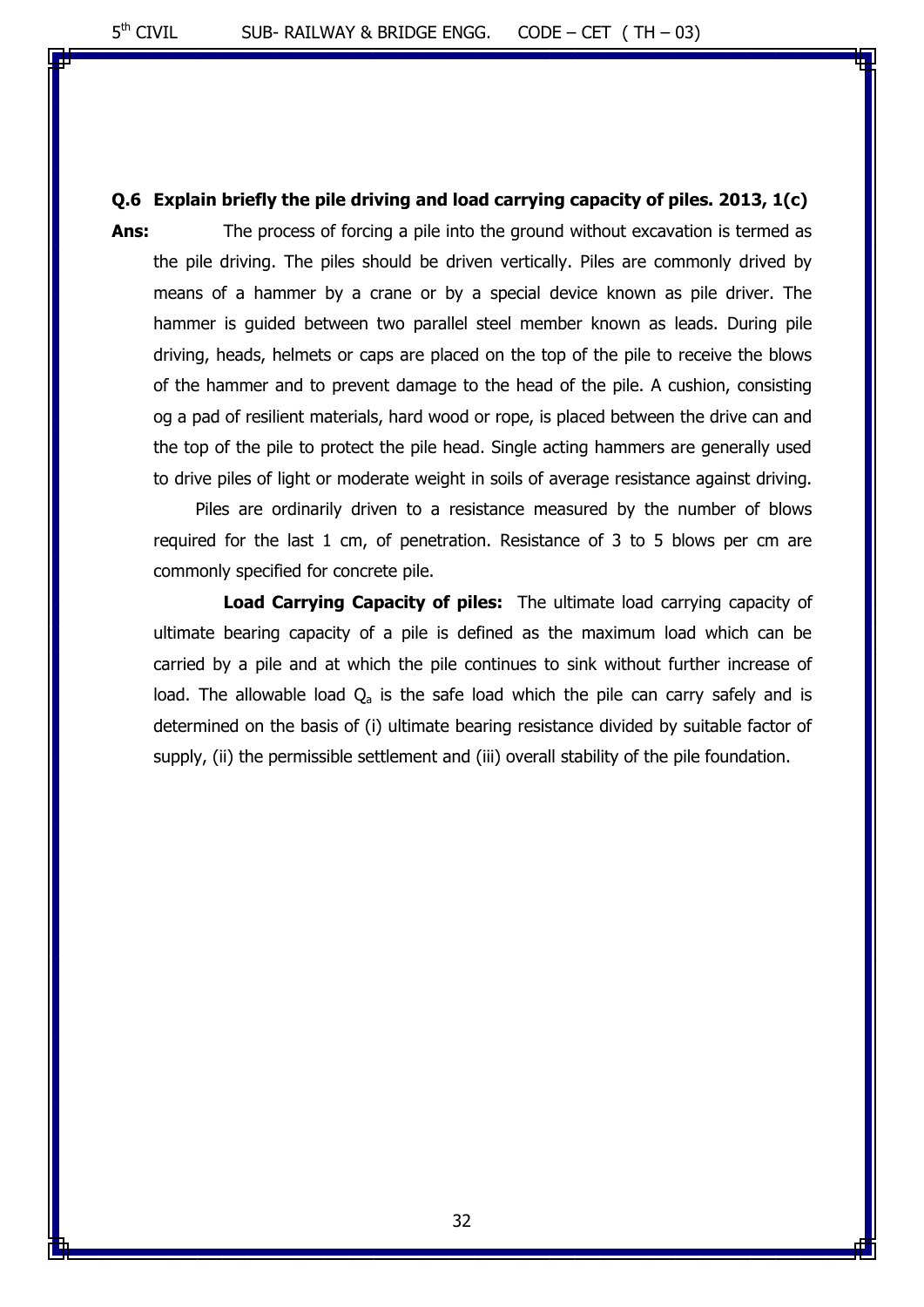**Q.6 Explain briefly the pile driving and load carrying capacity of piles. 2013, 1(c)**

**Ans:** The process of forcing a pile into the ground without excavation is termed as the pile driving. The piles should be driven vertically. Piles are commonly drived by means of a hammer by a crane or by a special device known as pile driver. The hammer is guided between two parallel steel member known as leads. During pile driving, heads, helmets or caps are placed on the top of the pile to receive the blows of the hammer and to prevent damage to the head of the pile. A cushion, consisting og a pad of resilient materials, hard wood or rope, is placed between the drive can and the top of the pile to protect the pile head. Single acting hammers are generally used to drive piles of light or moderate weight in soils of average resistance against driving.

Piles are ordinarily driven to a resistance measured by the number of blows required for the last 1 cm, of penetration. Resistance of 3 to 5 blows per cm are commonly specified for concrete pile.

**Load Carrying Capacity of piles:** The ultimate load carrying capacity of ultimate bearing capacity of a pile is defined as the maximum load which can be carried by a pile and at which the pile continues to sink without further increase of load. The allowable load $Q_a$ is the safe load which the pile can carry safely and is determined on the basis of (i) ultimate bearing resistance divided by suitable factor of supply, (ii) the permissible settlement and (iii) overall stability of the pile foundation.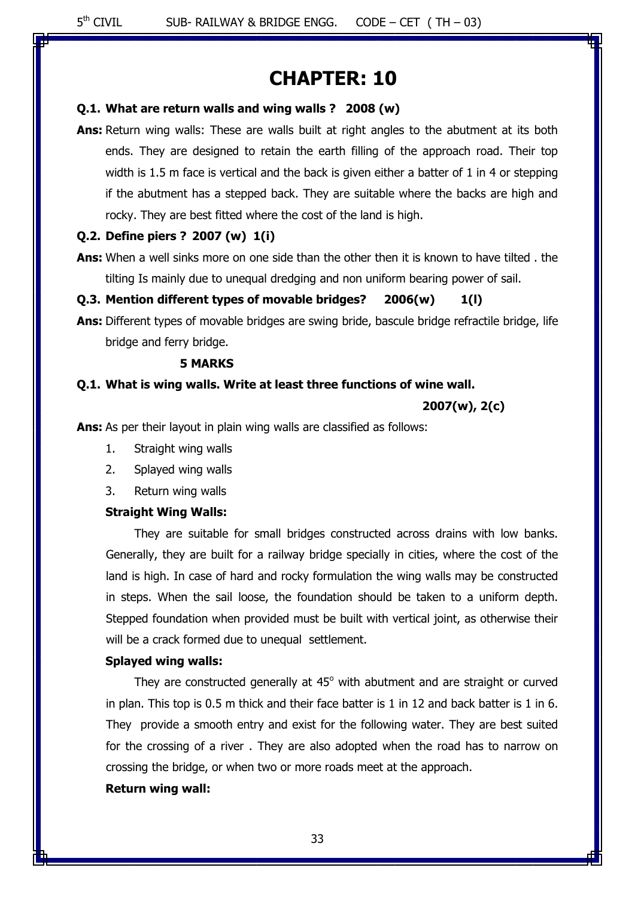# CHAPTER: 10

**Q.1. What are return walls and wing walls ? 2008 (w)**

**Ans:** Return wing walls: These are walls built at right angles to the abutment at its both ends. They are designed to retain the earth filling of the approach road. Their top width is 1.5 m face is vertical and the back is given either a batter of 1 in 4 or stepping if the abutment has a stepped back. They are suitable where the backs are high and rocky. They are best fitted where the cost of the land is high.

**Q.2. Define piers ? 2007 (w) 1(i)**

**Ans:** When a well sinks more on one side than the other then it is known to have tilted . the tilting Is mainly due to unequal dredging and non uniform bearing power of sail.

**Q.3. Mention different types of movable bridges? 2006(w) 1(l)**

**Ans:** Different types of movable bridges are swing bride, bascule bridge refractile bridge, life bridge and ferry bridge.

**5 MARKS**

**Q.1. What is wing walls. Write at least three functions of wine wall.**

**2007(w), 2(c)**

**Ans:** As per their layout in plain wing walls are classified as follows:

1. Straight wing walls
2. Splayed wing walls
3. Return wing walls

**Straight Wing Walls:**

They are suitable for small bridges constructed across drains with low banks. Generally, they are built for a railway bridge specially in cities, where the cost of the land is high. In case of hard and rocky formulation the wing walls may be constructed in steps. When the sail loose, the foundation should be taken to a uniform depth. Stepped foundation when provided must be built with vertical joint, as otherwise their will be a crack formed due to unequal settlement.

**Splayed wing walls:**

They are constructed generally at $45^{\circ}$ with abutment and are straight or curved in plan. This top is 0.5 m thick and their face batter is 1 in 12 and back batter is 1 in 6. They provide a smooth entry and exist for the following water. They are best suited for the crossing of a river . They are also adopted when the road has to narrow on crossing the bridge, or when two or more roads meet at the approach.

**Return wing wall:**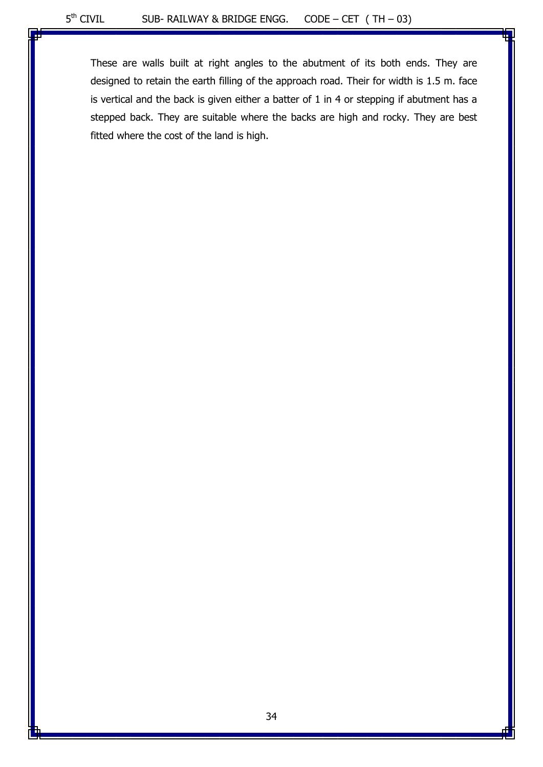These are walls built at right angles to the abutment of its both ends. They are designed to retain the earth filling of the approach road. Their for width is 1.5 m. face is vertical and the back is given either a batter of 1 in 4 or stepping if abutment has a stepped back. They are suitable where the backs are high and rocky. They are best fitted where the cost of the land is high.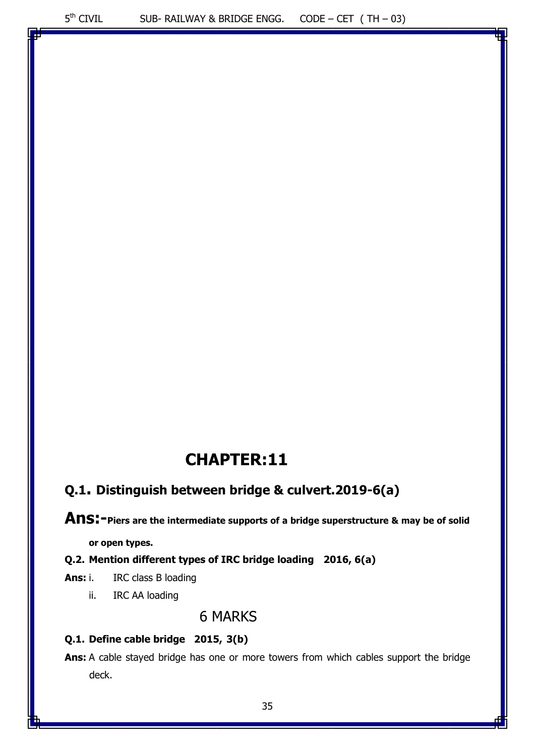# CHAPTER:11

## Q.1. Distinguish between bridge & culvert.2019-6(a)

**Ans:-Piers are the intermediate supports of a bridge superstructure & may be of solid or open types.**

**Q.2. Mention different types of IRC bridge loading 2016, 6(a)**

**Ans:** i. IRC class B loading

ii. IRC AA loading

## 6 MARKS

**Q.1. Define cable bridge 2015, 3(b)**

**Ans:** A cable stayed bridge has one or more towers from which cables support the bridge deck.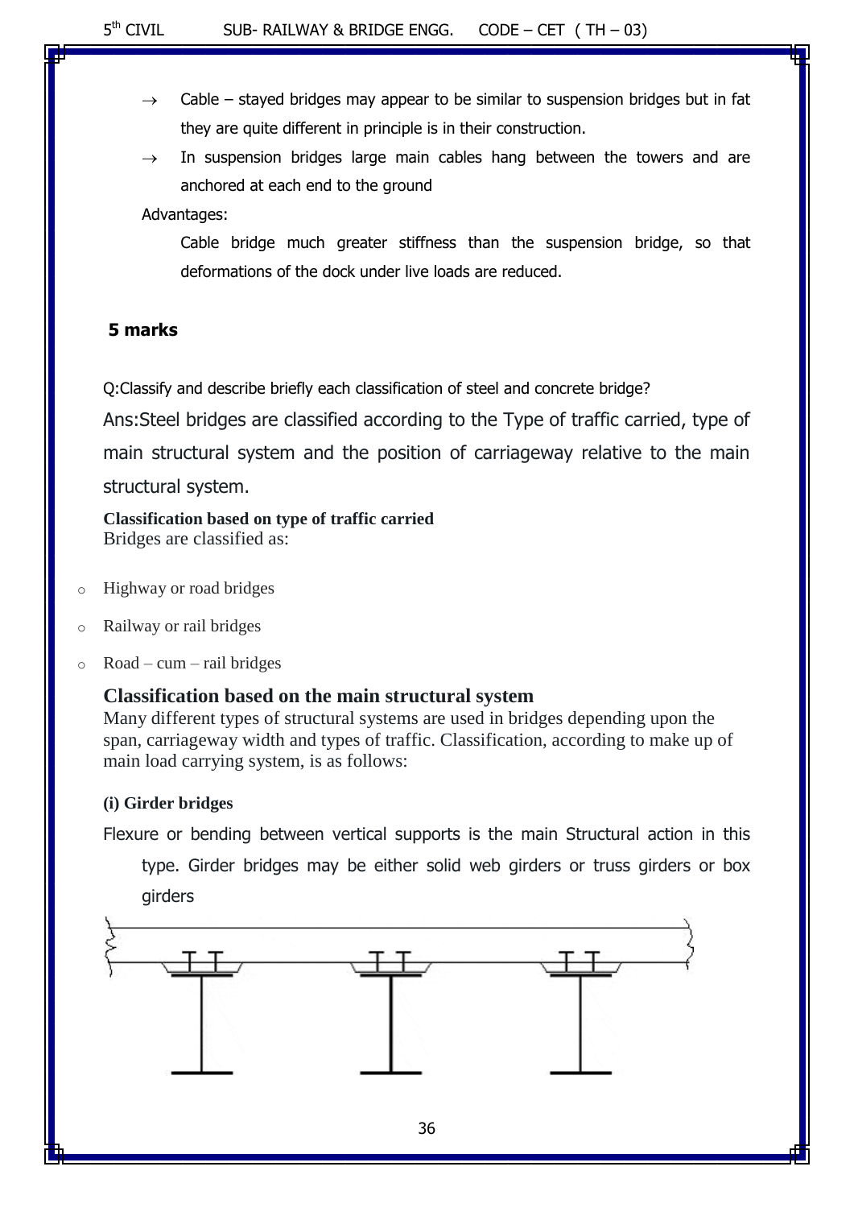- → Cable – stayed bridges may appear to be similar to suspension bridges but in fat they are quite different in principle is in their construction.
- → In suspension bridges large main cables hang between the towers and are anchored at each end to the ground

Advantages:

Cable bridge much greater stiffness than the suspension bridge, so that deformations of the dock under live loads are reduced.

**5 marks**

Q:Classify and describe briefly each classification of steel and concrete bridge?

Ans:Steel bridges are classified according to the Type of traffic carried, type of main structural system and the position of carriageway relative to the main structural system.

**Classification based on type of traffic carried**

Bridges are classified as:

- Highway or road bridges
- Railway or rail bridges
- Road – cum – rail bridges

## Classification based on the main structural system

Many different types of structural systems are used in bridges depending upon the span, carriageway width and types of traffic. Classification, according to make up of main load carrying system, is as follows:

**(i) Girder bridges**

Flexure or bending between vertical supports is the main Structural action in this type. Girder bridges may be either solid web girders or truss girders or box girders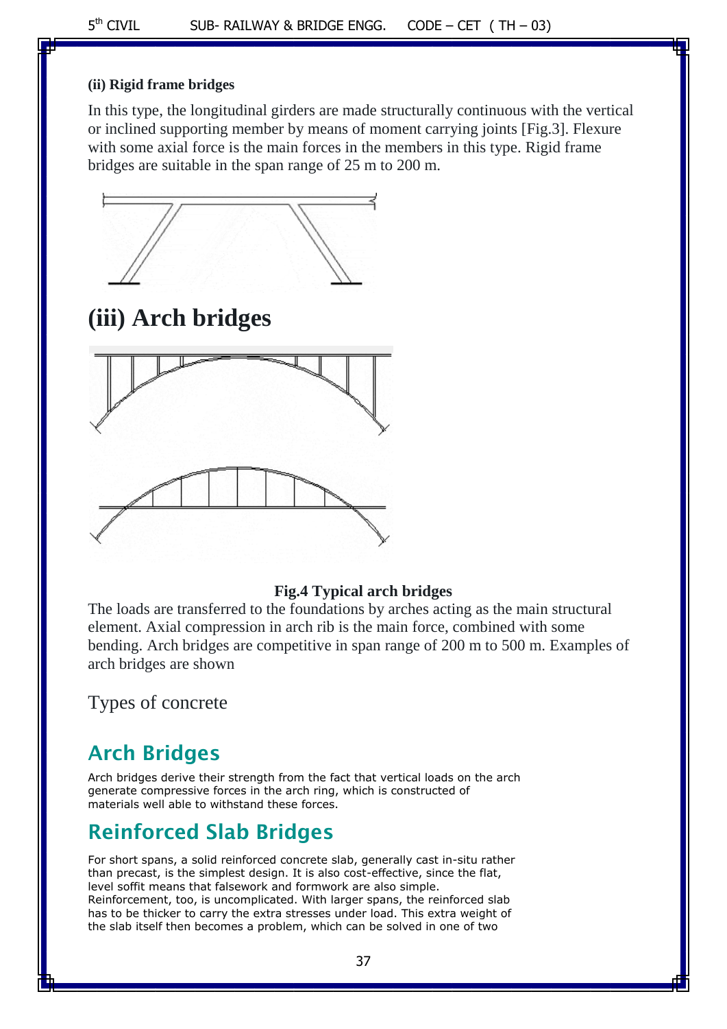**(ii) Rigid frame bridges**

In this type, the longitudinal girders are made structurally continuous with the vertical or inclined supporting member by means of moment carrying joints [Fig.3]. Flexure with some axial force is the main forces in the members in this type. Rigid frame bridges are suitable in the span range of 25 m to 200 m.

# (iii) Arch bridges

**Fig.4 Typical arch bridges**

The loads are transferred to the foundations by arches acting as the main structural element. Axial compression in arch rib is the main force, combined with some bending. Arch bridges are competitive in span range of 200 m to 500 m. Examples of arch bridges are shown

Types of concrete

## Arch Bridges

Arch bridges derive their strength from the fact that vertical loads on the arch generate compressive forces in the arch ring, which is constructed of materials well able to withstand these forces.

## Reinforced Slab Bridges

For short spans, a solid reinforced concrete slab, generally cast in-situ rather than precast, is the simplest design. It is also cost-effective, since the flat, level soffit means that falsework and formwork are also simple. Reinforcement, too, is uncomplicated. With larger spans, the reinforced slab has to be thicker to carry the extra stresses under load. This extra weight of the slab itself then becomes a problem, which can be solved in one of two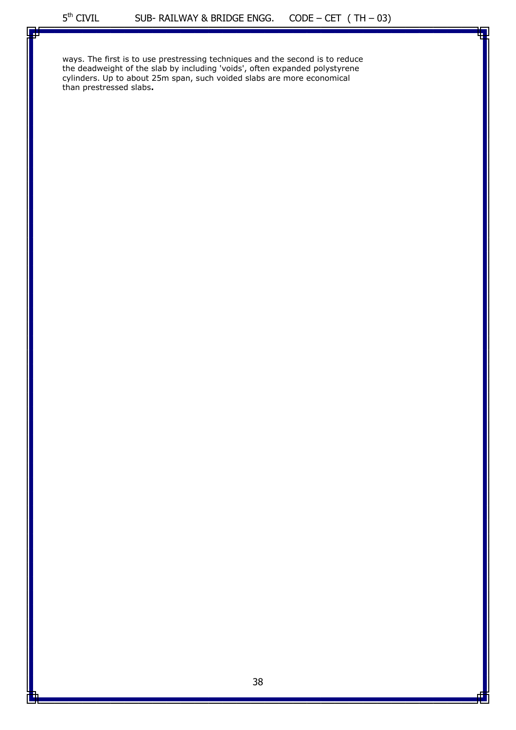ways. The first is to use prestressing techniques and the second is to reduce the deadweight of the slab by including 'voids', often expanded polystyrene cylinders. Up to about 25m span, such voided slabs are more economical than prestressed slabs**.**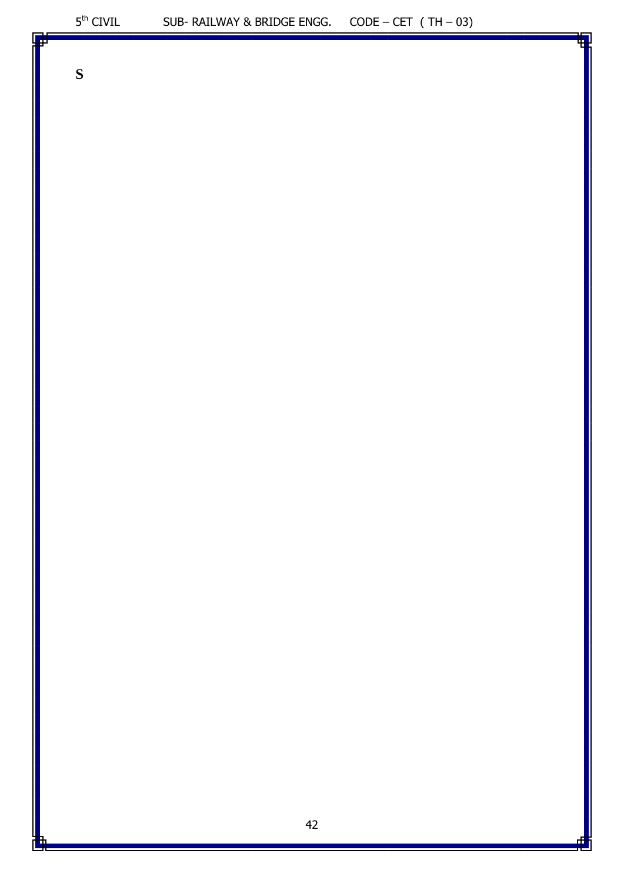S